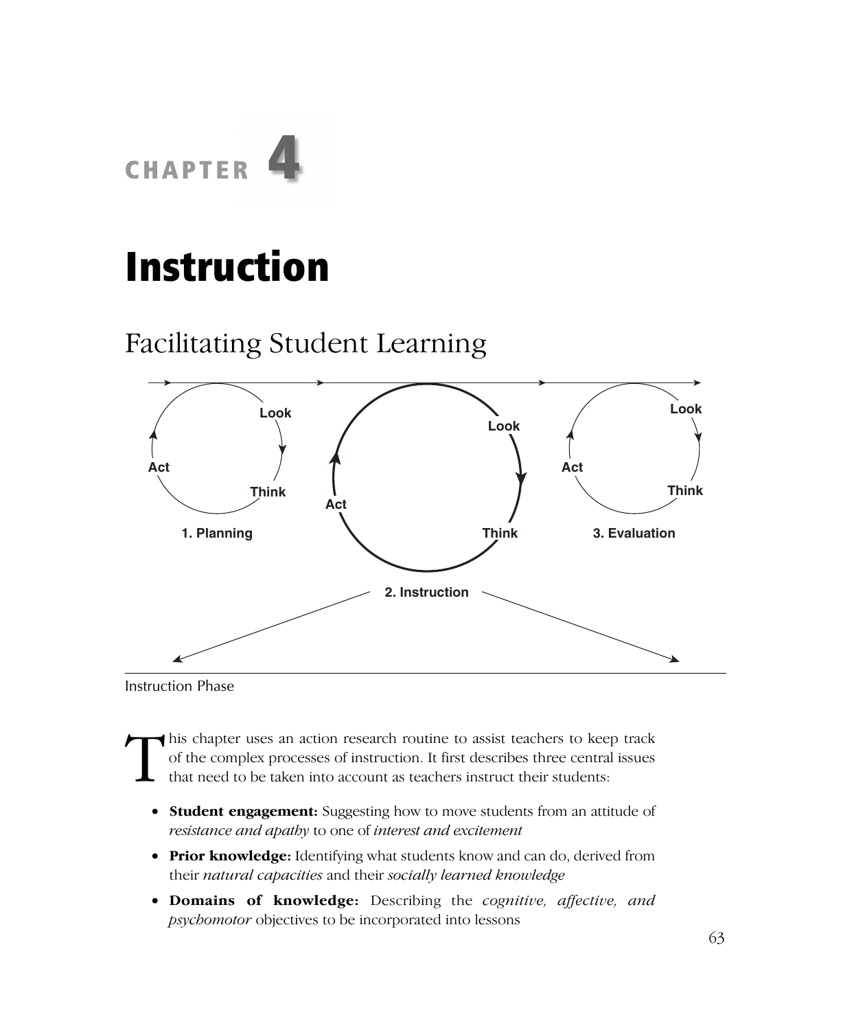# CHAPTER 4

# Instruction

## Facilitating Student Learning

Instruction Phase

This chapter uses an action research routine to assist teachers to keep track of the complex processes of instruction. It first describes three central issues that need to be taken into account as teachers instruct their students:

- **Student engagement:** Suggesting how to move students from an attitude of *resistance and apathy* to one of *interest and excitement*
- **Prior knowledge:** Identifying what students know and can do, derived from their *natural capacities* and their *socially learned knowledge*
- **Domains of knowledge:** Describing the *cognitive, affective, and psychomotor* objectives to be incorporated into lessons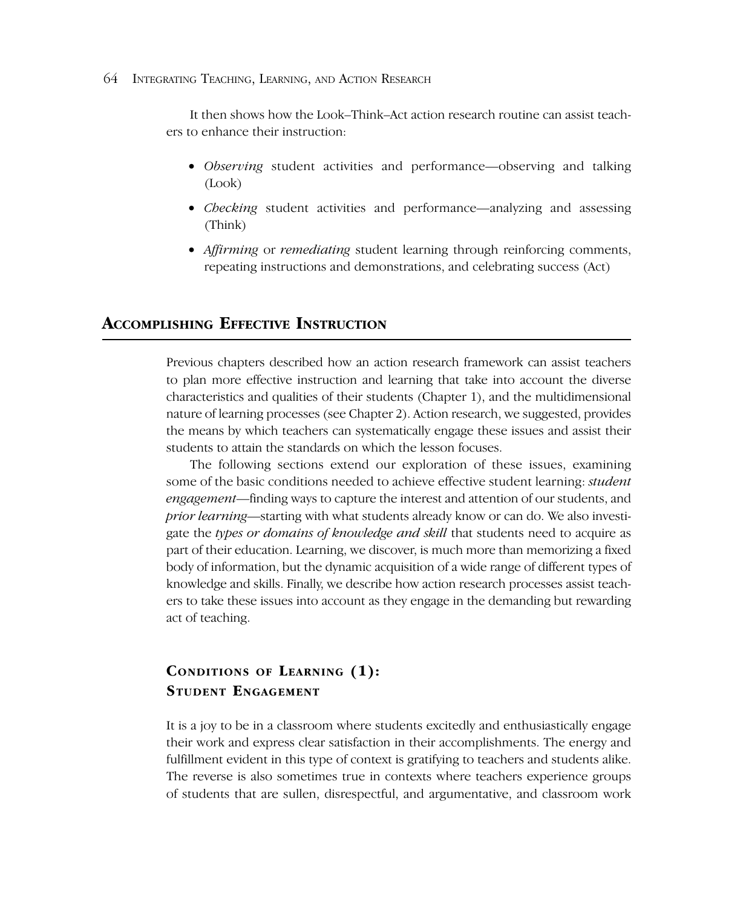It then shows how the Look–Think–Act action research routine can assist teachers to enhance their instruction:

- *Observing* student activities and performance—observing and talking (Look)
- *Checking* student activities and performance—analyzing and assessing (Think)
- *Affirming* or *remediating* student learning through reinforcing comments, repeating instructions and demonstrations, and celebrating success (Act)

## ACCOMPLISHING EFFECTIVE INSTRUCTION

Previous chapters described how an action research framework can assist teachers to plan more effective instruction and learning that take into account the diverse characteristics and qualities of their students (Chapter 1), and the multidimensional nature of learning processes (see Chapter 2). Action research, we suggested, provides the means by which teachers can systematically engage these issues and assist their students to attain the standards on which the lesson focuses.

The following sections extend our exploration of these issues, examining some of the basic conditions needed to achieve effective student learning: *student engagement*—finding ways to capture the interest and attention of our students, and *prior learning*—starting with what students already know or can do. We also investigate the *types or domains of knowledge and skill* that students need to acquire as part of their education. Learning, we discover, is much more than memorizing a fixed body of information, but the dynamic acquisition of a wide range of different types of knowledge and skills. Finally, we describe how action research processes assist teachers to take these issues into account as they engage in the demanding but rewarding act of teaching.

### CONDITIONS OF LEARNING (1): STUDENT ENGAGEMENT

It is a joy to be in a classroom where students excitedly and enthusiastically engage their work and express clear satisfaction in their accomplishments. The energy and fulfillment evident in this type of context is gratifying to teachers and students alike. The reverse is also sometimes true in contexts where teachers experience groups of students that are sullen, disrespectful, and argumentative, and classroom work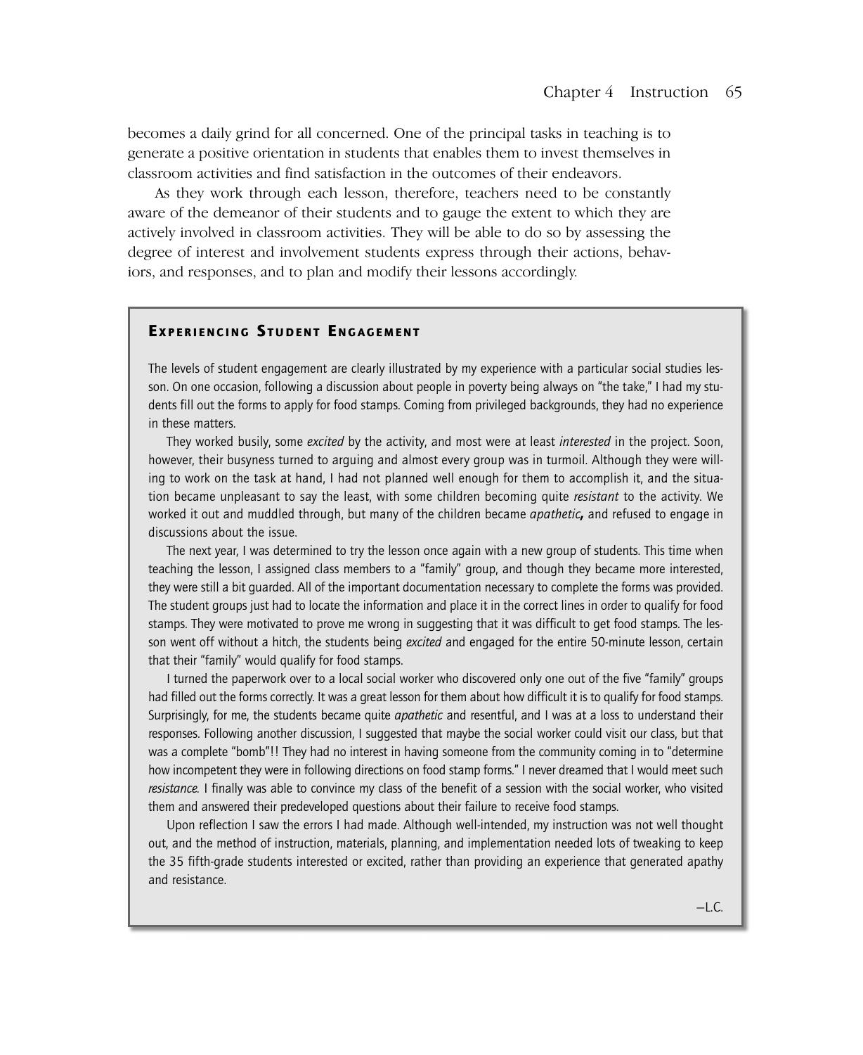becomes a daily grind for all concerned. One of the principal tasks in teaching is to generate a positive orientation in students that enables them to invest themselves in classroom activities and find satisfaction in the outcomes of their endeavors.

As they work through each lesson, therefore, teachers need to be constantly aware of the demeanor of their students and to gauge the extent to which they are actively involved in classroom activities. They will be able to do so by assessing the degree of interest and involvement students express through their actions, behaviors, and responses, and to plan and modify their lessons accordingly.

### Experiencing Student Engagement

The levels of student engagement are clearly illustrated by my experience with a particular social studies lesson. On one occasion, following a discussion about people in poverty being always on "the take," I had my students fill out the forms to apply for food stamps. Coming from privileged backgrounds, they had no experience in these matters.

They worked busily, some *excited* by the activity, and most were at least *interested* in the project. Soon, however, their busyness turned to arguing and almost every group was in turmoil. Although they were willing to work on the task at hand, I had not planned well enough for them to accomplish it, and the situation became unpleasant to say the least, with some children becoming quite *resistant* to the activity. We worked it out and muddled through, but many of the children became ***apathetic,*** and refused to engage in discussions about the issue.

The next year, I was determined to try the lesson once again with a new group of students. This time when teaching the lesson, I assigned class members to a "family" group, and though they became more interested, they were still a bit guarded. All of the important documentation necessary to complete the forms was provided. The student groups just had to locate the information and place it in the correct lines in order to qualify for food stamps. They were motivated to prove me wrong in suggesting that it was difficult to get food stamps. The lesson went off without a hitch, the students being *excited* and engaged for the entire 50-minute lesson, certain that their "family" would qualify for food stamps.

I turned the paperwork over to a local social worker who discovered only one out of the five "family" groups had filled out the forms correctly. It was a great lesson for them about how difficult it is to qualify for food stamps. Surprisingly, for me, the students became quite *apathetic* and resentful, and I was at a loss to understand their responses. Following another discussion, I suggested that maybe the social worker could visit our class, but that was a complete "bomb"!! They had no interest in having someone from the community coming in to "determine how incompetent they were in following directions on food stamp forms." I never dreamed that I would meet such *resistance.* I finally was able to convince my class of the benefit of a session with the social worker, who visited them and answered their predeveloped questions about their failure to receive food stamps.

Upon reflection I saw the errors I had made. Although well-intended, my instruction was not well thought out, and the method of instruction, materials, planning, and implementation needed lots of tweaking to keep the 35 fifth-grade students interested or excited, rather than providing an experience that generated apathy and resistance.

—L.C.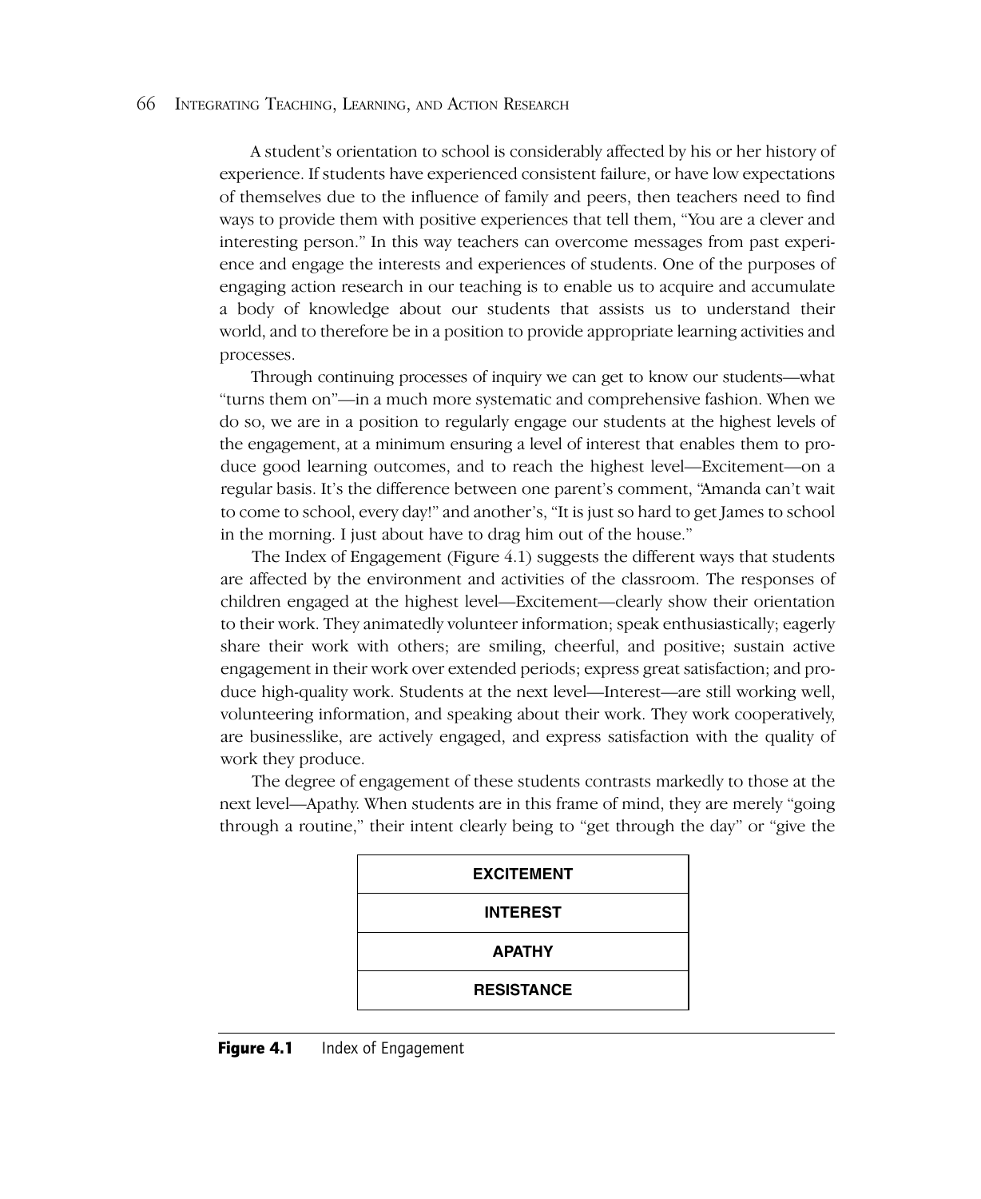A student's orientation to school is considerably affected by his or her history of experience. If students have experienced consistent failure, or have low expectations of themselves due to the influence of family and peers, then teachers need to find ways to provide them with positive experiences that tell them, "You are a clever and interesting person." In this way teachers can overcome messages from past experience and engage the interests and experiences of students. One of the purposes of engaging action research in our teaching is to enable us to acquire and accumulate a body of knowledge about our students that assists us to understand their world, and to therefore be in a position to provide appropriate learning activities and processes.

Through continuing processes of inquiry we can get to know our students—what "turns them on"—in a much more systematic and comprehensive fashion. When we do so, we are in a position to regularly engage our students at the highest levels of the engagement, at a minimum ensuring a level of interest that enables them to produce good learning outcomes, and to reach the highest level—Excitement—on a regular basis. It's the difference between one parent's comment, "Amanda can't wait to come to school, every day!" and another's, "It is just so hard to get James to school in the morning. I just about have to drag him out of the house."

The Index of Engagement (Figure 4.1) suggests the different ways that students are affected by the environment and activities of the classroom. The responses of children engaged at the highest level—Excitement—clearly show their orientation to their work. They animatedly volunteer information; speak enthusiastically; eagerly share their work with others; are smiling, cheerful, and positive; sustain active engagement in their work over extended periods; express great satisfaction; and produce high-quality work. Students at the next level—Interest—are still working well, volunteering information, and speaking about their work. They work cooperatively, are businesslike, are actively engaged, and express satisfaction with the quality of work they produce.

The degree of engagement of these students contrasts markedly to those at the next level—Apathy. When students are in this frame of mind, they are merely "going through a routine," their intent clearly being to "get through the day" or "give the

| EXCITEMENT |
|---|
| INTEREST |
| APATHY |
| RESISTANCE |

**Figure 4.1** Index of Engagement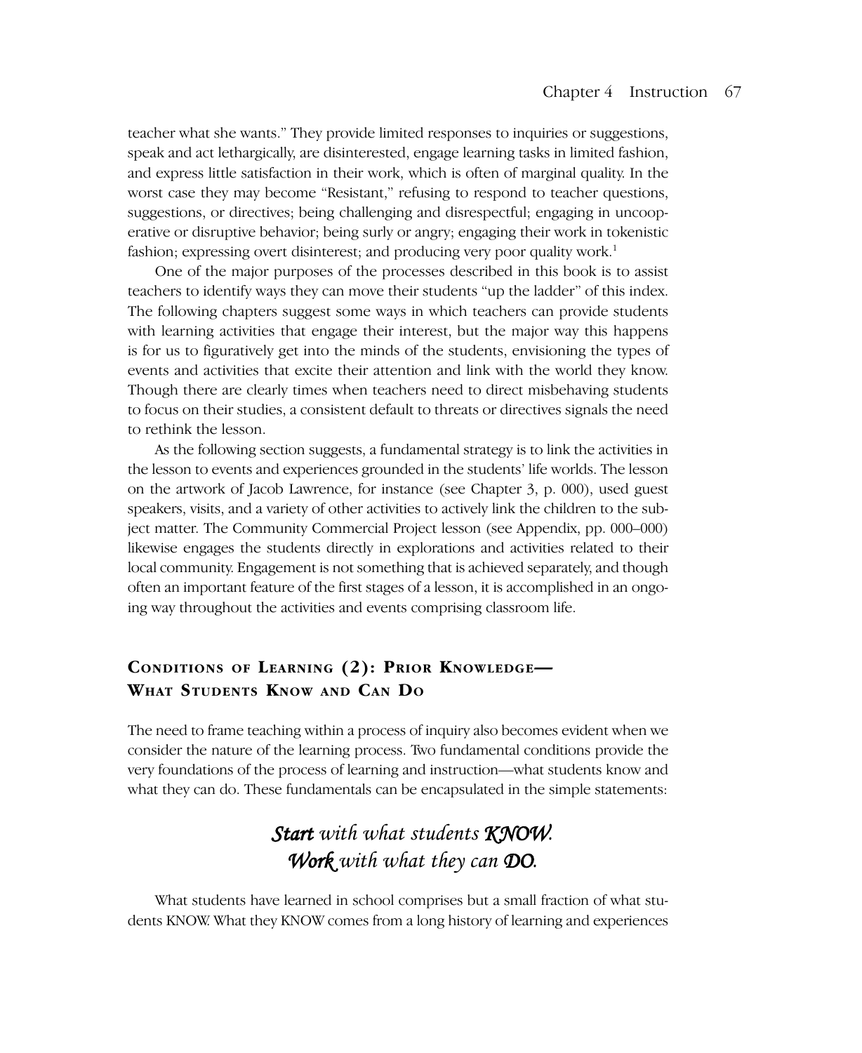teacher what she wants." They provide limited responses to inquiries or suggestions, speak and act lethargically, are disinterested, engage learning tasks in limited fashion, and express little satisfaction in their work, which is often of marginal quality. In the worst case they may become "Resistant," refusing to respond to teacher questions, suggestions, or directives; being challenging and disrespectful; engaging in uncooperative or disruptive behavior; being surly or angry; engaging their work in tokenistic fashion; expressing overt disinterest; and producing very poor quality work.[1]

One of the major purposes of the processes described in this book is to assist teachers to identify ways they can move their students "up the ladder" of this index. The following chapters suggest some ways in which teachers can provide students with learning activities that engage their interest, but the major way this happens is for us to figuratively get into the minds of the students, envisioning the types of events and activities that excite their attention and link with the world they know. Though there are clearly times when teachers need to direct misbehaving students to focus on their studies, a consistent default to threats or directives signals the need to rethink the lesson.

As the following section suggests, a fundamental strategy is to link the activities in the lesson to events and experiences grounded in the students' life worlds. The lesson on the artwork of Jacob Lawrence, for instance (see Chapter 3, p. 000), used guest speakers, visits, and a variety of other activities to actively link the children to the subject matter. The Community Commercial Project lesson (see Appendix, pp. 000–000) likewise engages the students directly in explorations and activities related to their local community. Engagement is not something that is achieved separately, and though often an important feature of the first stages of a lesson, it is accomplished in an ongoing way throughout the activities and events comprising classroom life.

## CONDITIONS OF LEARNING (2): PRIOR KNOWLEDGE—WHAT STUDENTS KNOW AND CAN DO

The need to frame teaching within a process of inquiry also becomes evident when we consider the nature of the learning process. Two fundamental conditions provide the very foundations of the process of learning and instruction—what students know and what they can do. These fundamentals can be encapsulated in the simple statements:

***Start*** *with what students* ***KNOW.***
***Work*** *with what they can* ***DO.***

What students have learned in school comprises but a small fraction of what students KNOW. What they KNOW comes from a long history of learning and experiences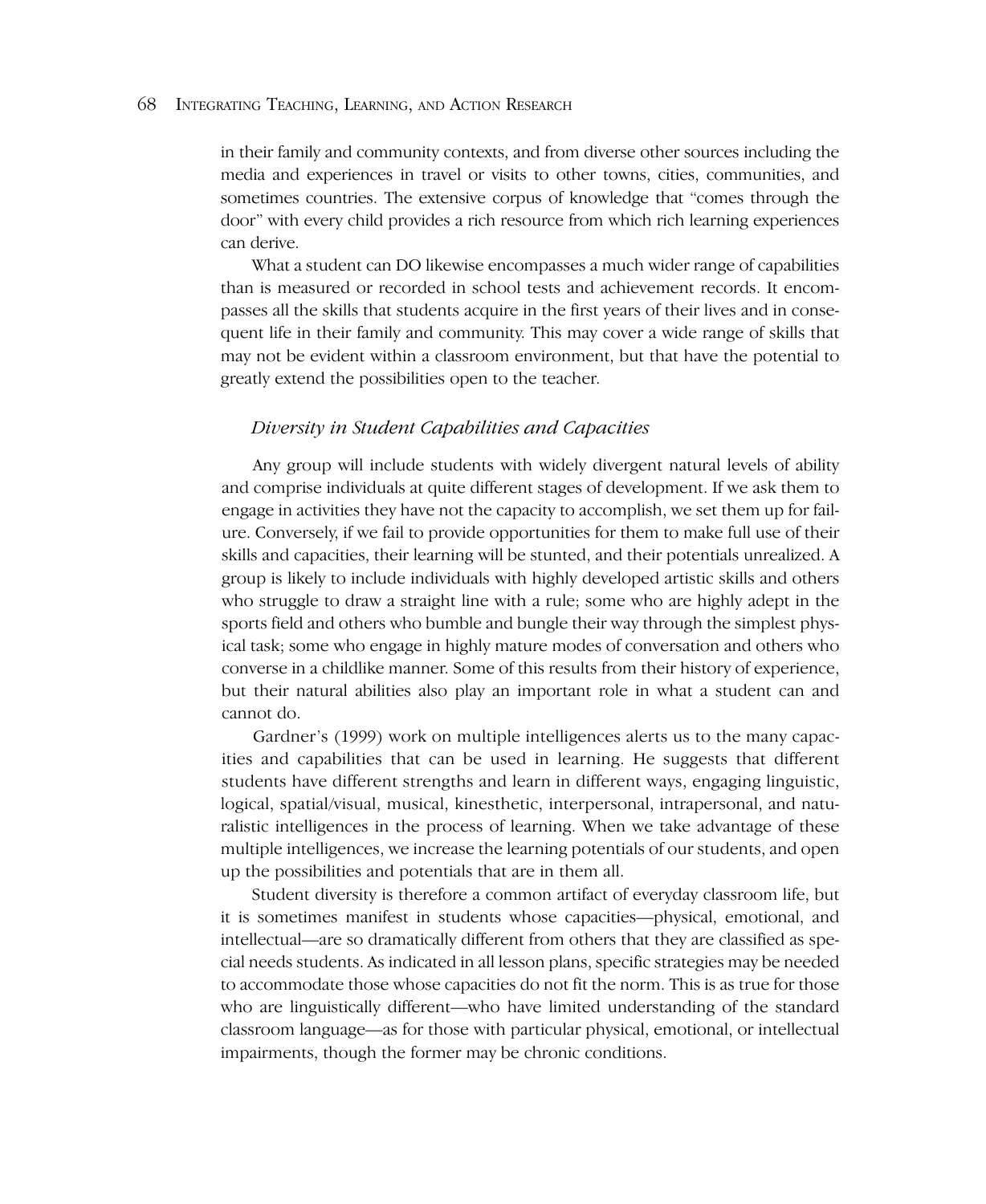in their family and community contexts, and from diverse other sources including the media and experiences in travel or visits to other towns, cities, communities, and sometimes countries. The extensive corpus of knowledge that "comes through the door" with every child provides a rich resource from which rich learning experiences can derive.

What a student can DO likewise encompasses a much wider range of capabilities than is measured or recorded in school tests and achievement records. It encompasses all the skills that students acquire in the first years of their lives and in consequent life in their family and community. This may cover a wide range of skills that may not be evident within a classroom environment, but that have the potential to greatly extend the possibilities open to the teacher.

### *Diversity in Student Capabilities and Capacities*

Any group will include students with widely divergent natural levels of ability and comprise individuals at quite different stages of development. If we ask them to engage in activities they have not the capacity to accomplish, we set them up for failure. Conversely, if we fail to provide opportunities for them to make full use of their skills and capacities, their learning will be stunted, and their potentials unrealized. A group is likely to include individuals with highly developed artistic skills and others who struggle to draw a straight line with a rule; some who are highly adept in the sports field and others who bumble and bungle their way through the simplest physical task; some who engage in highly mature modes of conversation and others who converse in a childlike manner. Some of this results from their history of experience, but their natural abilities also play an important role in what a student can and cannot do.

Gardner's (1999) work on multiple intelligences alerts us to the many capacities and capabilities that can be used in learning. He suggests that different students have different strengths and learn in different ways, engaging linguistic, logical, spatial/visual, musical, kinesthetic, interpersonal, intrapersonal, and naturalistic intelligences in the process of learning. When we take advantage of these multiple intelligences, we increase the learning potentials of our students, and open up the possibilities and potentials that are in them all.

Student diversity is therefore a common artifact of everyday classroom life, but it is sometimes manifest in students whose capacities—physical, emotional, and intellectual—are so dramatically different from others that they are classified as special needs students. As indicated in all lesson plans, specific strategies may be needed to accommodate those whose capacities do not fit the norm. This is as true for those who are linguistically different—who have limited understanding of the standard classroom language—as for those with particular physical, emotional, or intellectual impairments, though the former may be chronic conditions.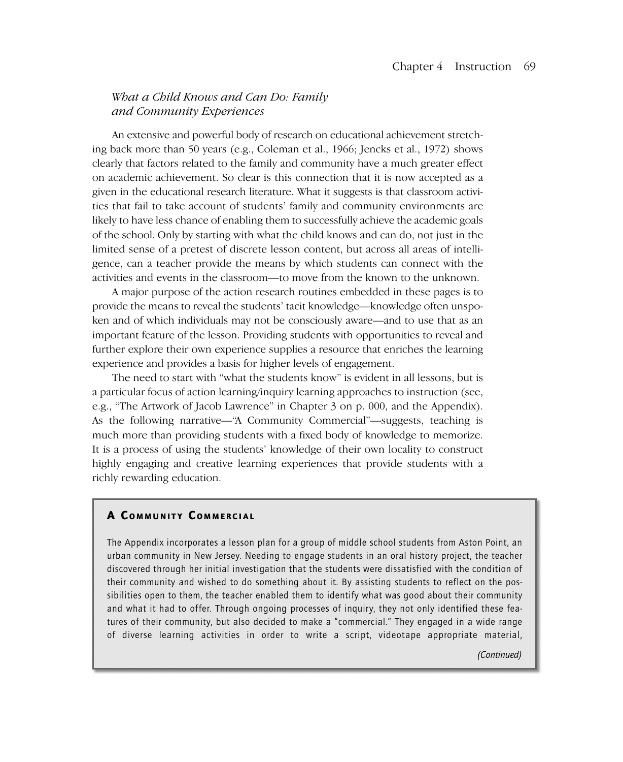### *What a Child Knows and Can Do: Family and Community Experiences*

An extensive and powerful body of research on educational achievement stretching back more than 50 years (e.g., Coleman et al., 1966; Jencks et al., 1972) shows clearly that factors related to the family and community have a much greater effect on academic achievement. So clear is this connection that it is now accepted as a given in the educational research literature. What it suggests is that classroom activities that fail to take account of students' family and community environments are likely to have less chance of enabling them to successfully achieve the academic goals of the school. Only by starting with what the child knows and can do, not just in the limited sense of a pretest of discrete lesson content, but across all areas of intelligence, can a teacher provide the means by which students can connect with the activities and events in the classroom—to move from the known to the unknown.

A major purpose of the action research routines embedded in these pages is to provide the means to reveal the students' tacit knowledge—knowledge often unspoken and of which individuals may not be consciously aware—and to use that as an important feature of the lesson. Providing students with opportunities to reveal and further explore their own experience supplies a resource that enriches the learning experience and provides a basis for higher levels of engagement.

The need to start with "what the students know" is evident in all lessons, but is a particular focus of action learning/inquiry learning approaches to instruction (see, e.g., "The Artwork of Jacob Lawrence" in Chapter 3 on p. 000, and the Appendix). As the following narrative—"A Community Commercial"—suggests, teaching is much more than providing students with a fixed body of knowledge to memorize. It is a process of using the students' knowledge of their own locality to construct highly engaging and creative learning experiences that provide students with a richly rewarding education.

#### A Community Commercial

The Appendix incorporates a lesson plan for a group of middle school students from Aston Point, an urban community in New Jersey. Needing to engage students in an oral history project, the teacher discovered through her initial investigation that the students were dissatisfied with the condition of their community and wished to do something about it. By assisting students to reflect on the possibilities open to them, the teacher enabled them to identify what was good about their community and what it had to offer. Through ongoing processes of inquiry, they not only identified these features of their community, but also decided to make a "commercial." They engaged in a wide range of diverse learning activities in order to write a script, videotape appropriate material,

*(Continued)*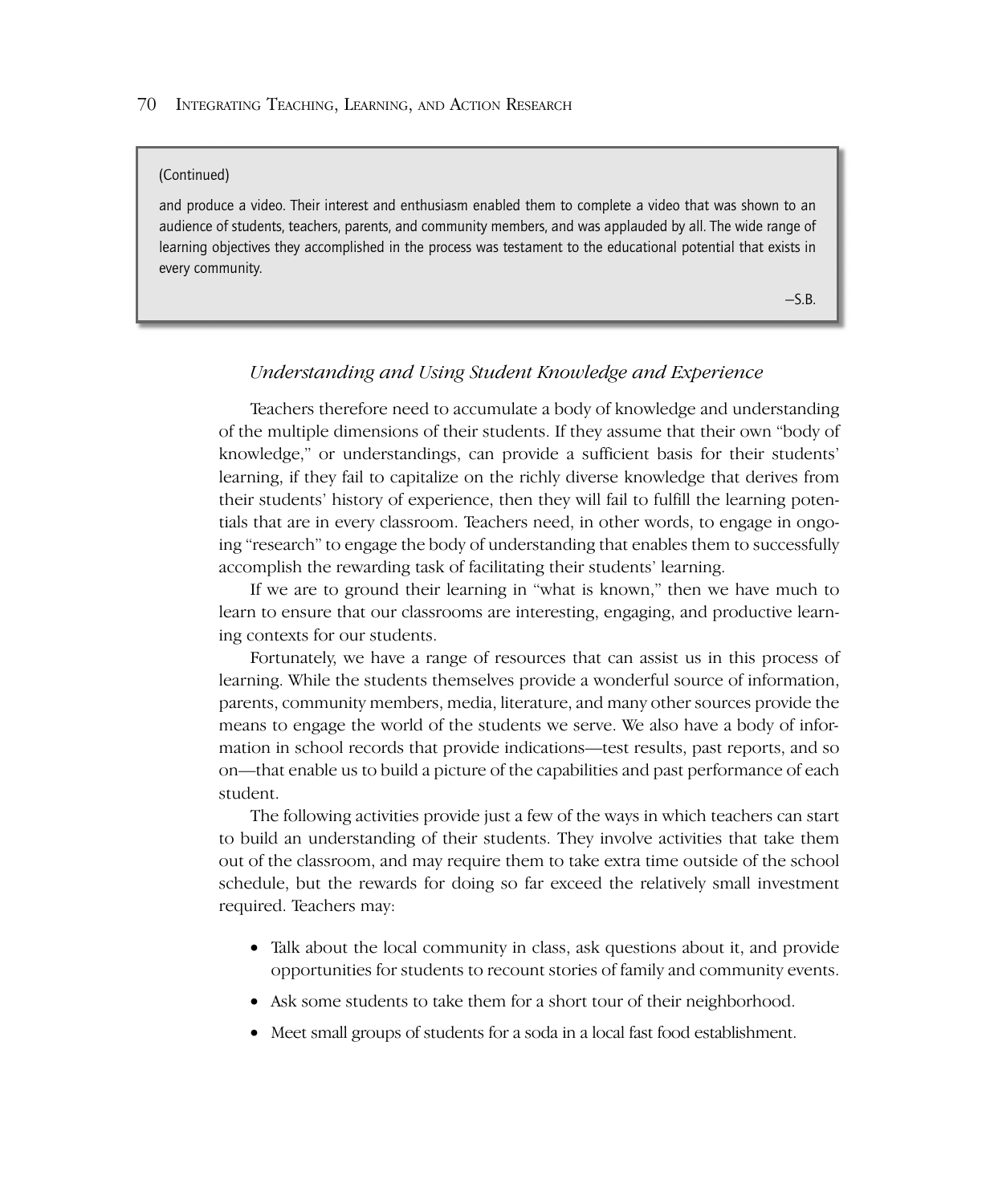(Continued)

and produce a video. Their interest and enthusiasm enabled them to complete a video that was shown to an audience of students, teachers, parents, and community members, and was applauded by all. The wide range of learning objectives they accomplished in the process was testament to the educational potential that exists in every community.

—S.B.

### *Understanding and Using Student Knowledge and Experience*

Teachers therefore need to accumulate a body of knowledge and understanding of the multiple dimensions of their students. If they assume that their own "body of knowledge," or understandings, can provide a sufficient basis for their students' learning, if they fail to capitalize on the richly diverse knowledge that derives from their students' history of experience, then they will fail to fulfill the learning potentials that are in every classroom. Teachers need, in other words, to engage in ongoing "research" to engage the body of understanding that enables them to successfully accomplish the rewarding task of facilitating their students' learning.

If we are to ground their learning in "what is known," then we have much to learn to ensure that our classrooms are interesting, engaging, and productive learning contexts for our students.

Fortunately, we have a range of resources that can assist us in this process of learning. While the students themselves provide a wonderful source of information, parents, community members, media, literature, and many other sources provide the means to engage the world of the students we serve. We also have a body of information in school records that provide indications—test results, past reports, and so on—that enable us to build a picture of the capabilities and past performance of each student.

The following activities provide just a few of the ways in which teachers can start to build an understanding of their students. They involve activities that take them out of the classroom, and may require them to take extra time outside of the school schedule, but the rewards for doing so far exceed the relatively small investment required. Teachers may:

- Talk about the local community in class, ask questions about it, and provide opportunities for students to recount stories of family and community events.
- Ask some students to take them for a short tour of their neighborhood.
- Meet small groups of students for a soda in a local fast food establishment.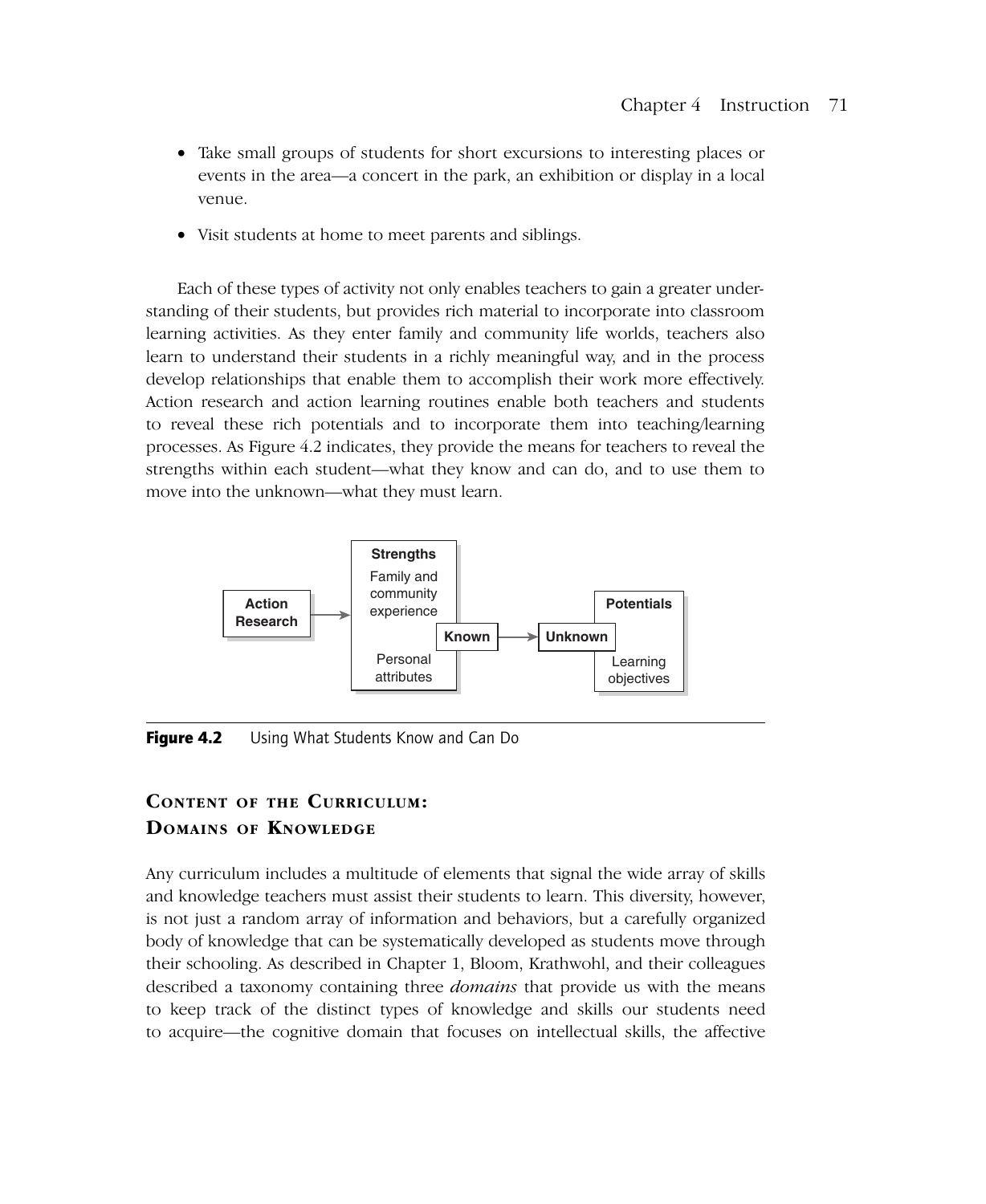- Take small groups of students for short excursions to interesting places or events in the area—a concert in the park, an exhibition or display in a local venue.
- Visit students at home to meet parents and siblings.

Each of these types of activity not only enables teachers to gain a greater understanding of their students, but provides rich material to incorporate into classroom learning activities. As they enter family and community life worlds, teachers also learn to understand their students in a richly meaningful way, and in the process develop relationships that enable them to accomplish their work more effectively. Action research and action learning routines enable both teachers and students to reveal these rich potentials and to incorporate them into teaching/learning processes. As Figure 4.2 indicates, they provide the means for teachers to reveal the strengths within each student—what they know and can do, and to use them to move into the unknown—what they must learn.

Action Research

Strengths

Family and community experience

Personal attributes

Known

Unknown

Potentials

Learning objectives

**Figure 4.2** Using What Students Know and Can Do

## Content of the Curriculum: Domains of Knowledge

Any curriculum includes a multitude of elements that signal the wide array of skills and knowledge teachers must assist their students to learn. This diversity, however, is not just a random array of information and behaviors, but a carefully organized body of knowledge that can be systematically developed as students move through their schooling. As described in Chapter 1, Bloom, Krathwohl, and their colleagues described a taxonomy containing three *domains* that provide us with the means to keep track of the distinct types of knowledge and skills our students need to acquire—the cognitive domain that focuses on intellectual skills, the affective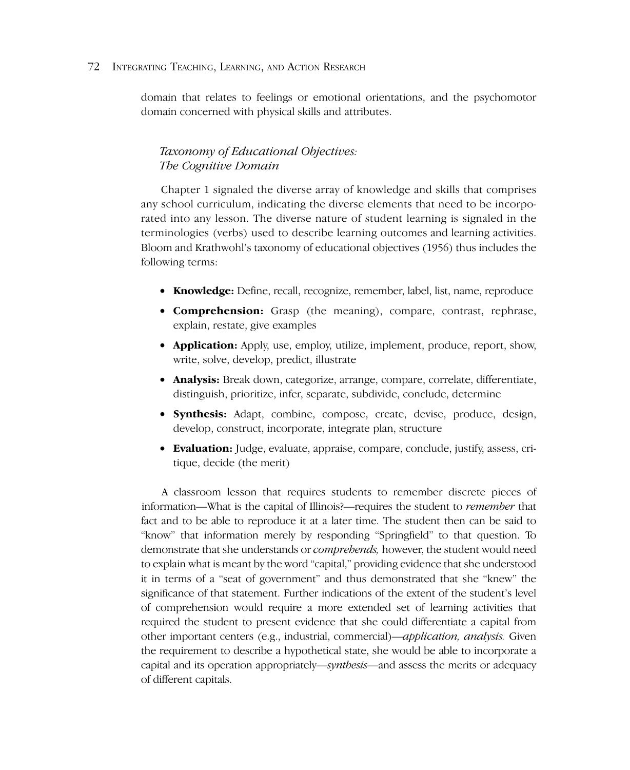domain that relates to feelings or emotional orientations, and the psychomotor domain concerned with physical skills and attributes.

### *Taxonomy of Educational Objectives: The Cognitive Domain*

Chapter 1 signaled the diverse array of knowledge and skills that comprises any school curriculum, indicating the diverse elements that need to be incorporated into any lesson. The diverse nature of student learning is signaled in the terminologies (verbs) used to describe learning outcomes and learning activities. Bloom and Krathwohl's taxonomy of educational objectives (1956) thus includes the following terms:

- **Knowledge:** Define, recall, recognize, remember, label, list, name, reproduce
- **Comprehension:** Grasp (the meaning), compare, contrast, rephrase, explain, restate, give examples
- **Application:** Apply, use, employ, utilize, implement, produce, report, show, write, solve, develop, predict, illustrate
- **Analysis:** Break down, categorize, arrange, compare, correlate, differentiate, distinguish, prioritize, infer, separate, subdivide, conclude, determine
- **Synthesis:** Adapt, combine, compose, create, devise, produce, design, develop, construct, incorporate, integrate plan, structure
- **Evaluation:** Judge, evaluate, appraise, compare, conclude, justify, assess, critique, decide (the merit)

A classroom lesson that requires students to remember discrete pieces of information—What is the capital of Illinois?—requires the student to *remember* that fact and to be able to reproduce it at a later time. The student then can be said to "know" that information merely by responding "Springfield" to that question. To demonstrate that she understands or *comprehends,* however, the student would need to explain what is meant by the word "capital," providing evidence that she understood it in terms of a "seat of government" and thus demonstrated that she "knew" the significance of that statement. Further indications of the extent of the student's level of comprehension would require a more extended set of learning activities that required the student to present evidence that she could differentiate a capital from other important centers (e.g., industrial, commercial)—*application, analysis.* Given the requirement to describe a hypothetical state, she would be able to incorporate a capital and its operation appropriately—*synthesis*—and assess the merits or adequacy of different capitals.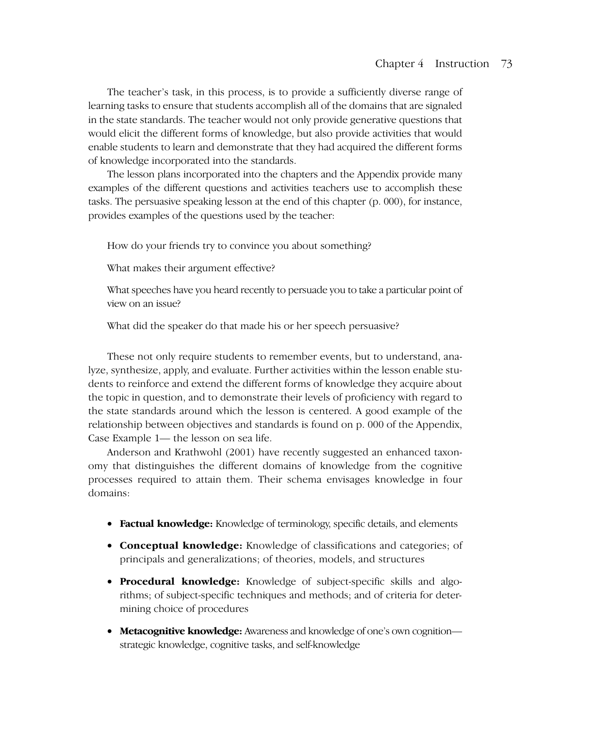The teacher's task, in this process, is to provide a sufficiently diverse range of learning tasks to ensure that students accomplish all of the domains that are signaled in the state standards. The teacher would not only provide generative questions that would elicit the different forms of knowledge, but also provide activities that would enable students to learn and demonstrate that they had acquired the different forms of knowledge incorporated into the standards.

The lesson plans incorporated into the chapters and the Appendix provide many examples of the different questions and activities teachers use to accomplish these tasks. The persuasive speaking lesson at the end of this chapter (p. 000), for instance, provides examples of the questions used by the teacher:

> How do your friends try to convince you about something?
>
> What makes their argument effective?
>
> What speeches have you heard recently to persuade you to take a particular point of view on an issue?
>
> What did the speaker do that made his or her speech persuasive?

These not only require students to remember events, but to understand, analyze, synthesize, apply, and evaluate. Further activities within the lesson enable students to reinforce and extend the different forms of knowledge they acquire about the topic in question, and to demonstrate their levels of proficiency with regard to the state standards around which the lesson is centered. A good example of the relationship between objectives and standards is found on p. 000 of the Appendix, Case Example 1— the lesson on sea life.

Anderson and Krathwohl (2001) have recently suggested an enhanced taxonomy that distinguishes the different domains of knowledge from the cognitive processes required to attain them. Their schema envisages knowledge in four domains:

- **Factual knowledge:** Knowledge of terminology, specific details, and elements
- **Conceptual knowledge:** Knowledge of classifications and categories; of principals and generalizations; of theories, models, and structures
- **Procedural knowledge:** Knowledge of subject-specific skills and algorithms; of subject-specific techniques and methods; and of criteria for determining choice of procedures
- **Metacognitive knowledge:** Awareness and knowledge of one's own cognition—strategic knowledge, cognitive tasks, and self-knowledge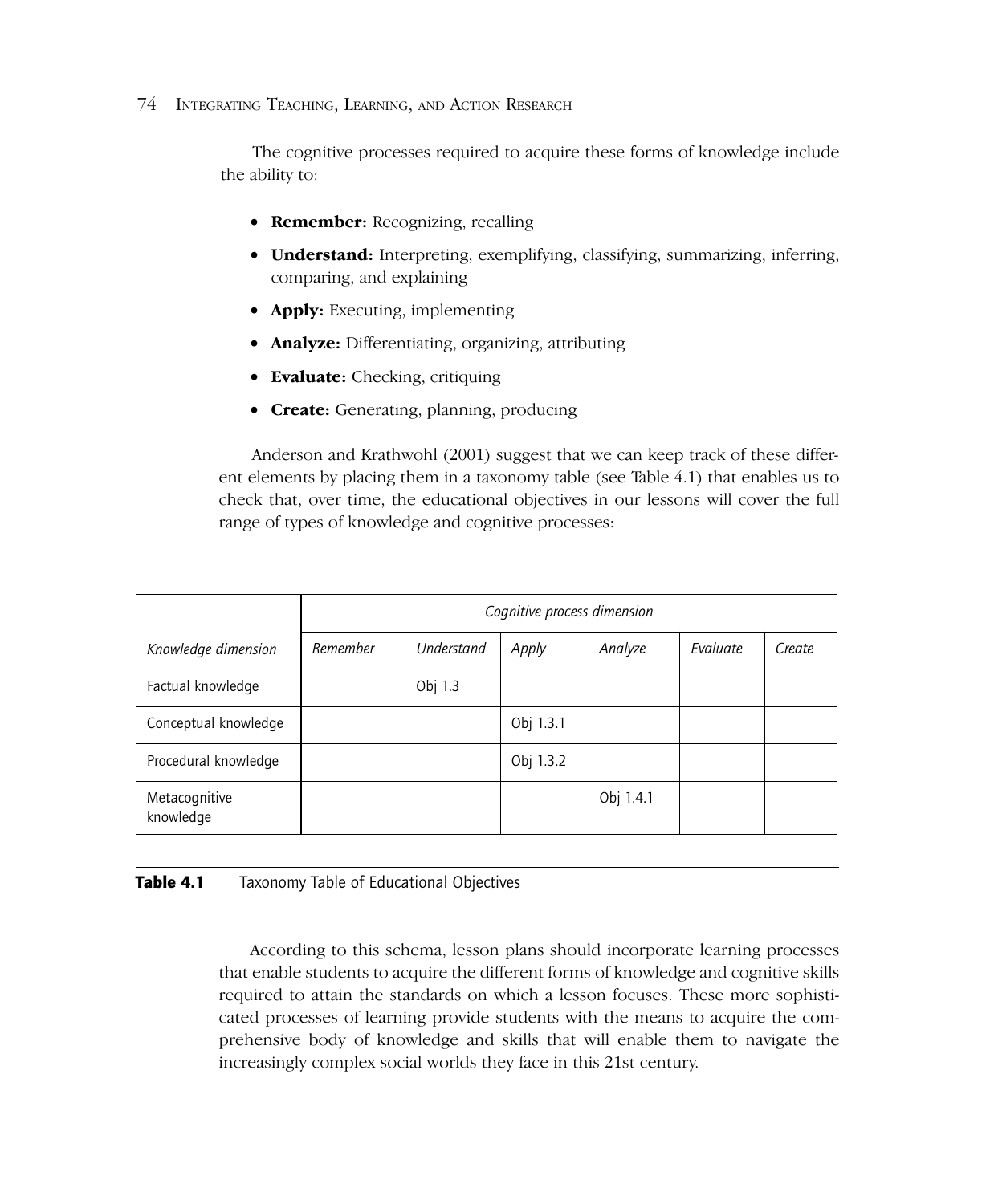The cognitive processes required to acquire these forms of knowledge include the ability to:

- **Remember:** Recognizing, recalling
- **Understand:** Interpreting, exemplifying, classifying, summarizing, inferring, comparing, and explaining
- **Apply:** Executing, implementing
- **Analyze:** Differentiating, organizing, attributing
- **Evaluate:** Checking, critiquing
- **Create:** Generating, planning, producing

Anderson and Krathwohl (2001) suggest that we can keep track of these different elements by placing them in a taxonomy table (see Table 4.1) that enables us to check that, over time, the educational objectives in our lessons will cover the full range of types of knowledge and cognitive processes:

| | *Cognitive process dimension* | | | | | |
|---|---|---|---|---|---|---|
| *Knowledge dimension* | *Remember* | *Understand* | *Apply* | *Analyze* | *Evaluate* | *Create* |
| Factual knowledge | | Obj 1.3 | | | | |
| Conceptual knowledge | | | Obj 1.3.1 | | | |
| Procedural knowledge | | | Obj 1.3.2 | | | |
| Metacognitive knowledge | | | | Obj 1.4.1 | | |

**Table 4.1** Taxonomy Table of Educational Objectives

According to this schema, lesson plans should incorporate learning processes that enable students to acquire the different forms of knowledge and cognitive skills required to attain the standards on which a lesson focuses. These more sophisticated processes of learning provide students with the means to acquire the comprehensive body of knowledge and skills that will enable them to navigate the increasingly complex social worlds they face in this 21st century.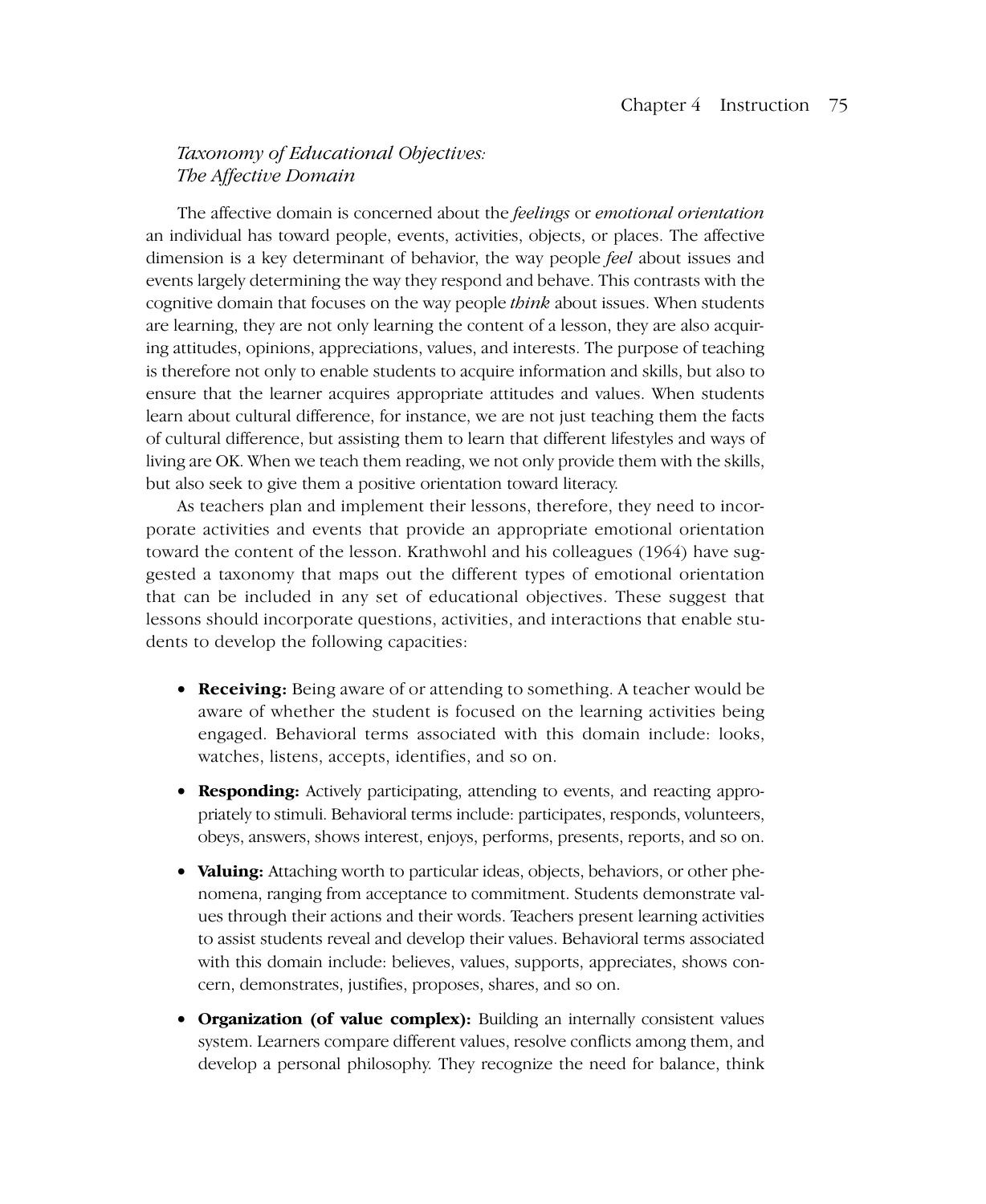### *Taxonomy of Educational Objectives: The Affective Domain*

The affective domain is concerned about the *feelings* or *emotional orientation* an individual has toward people, events, activities, objects, or places. The affective dimension is a key determinant of behavior, the way people *feel* about issues and events largely determining the way they respond and behave. This contrasts with the cognitive domain that focuses on the way people *think* about issues. When students are learning, they are not only learning the content of a lesson, they are also acquiring attitudes, opinions, appreciations, values, and interests. The purpose of teaching is therefore not only to enable students to acquire information and skills, but also to ensure that the learner acquires appropriate attitudes and values. When students learn about cultural difference, for instance, we are not just teaching them the facts of cultural difference, but assisting them to learn that different lifestyles and ways of living are OK. When we teach them reading, we not only provide them with the skills, but also seek to give them a positive orientation toward literacy.

As teachers plan and implement their lessons, therefore, they need to incorporate activities and events that provide an appropriate emotional orientation toward the content of the lesson. Krathwohl and his colleagues (1964) have suggested a taxonomy that maps out the different types of emotional orientation that can be included in any set of educational objectives. These suggest that lessons should incorporate questions, activities, and interactions that enable students to develop the following capacities:

- **Receiving:** Being aware of or attending to something. A teacher would be aware of whether the student is focused on the learning activities being engaged. Behavioral terms associated with this domain include: looks, watches, listens, accepts, identifies, and so on.
- **Responding:** Actively participating, attending to events, and reacting appropriately to stimuli. Behavioral terms include: participates, responds, volunteers, obeys, answers, shows interest, enjoys, performs, presents, reports, and so on.
- **Valuing:** Attaching worth to particular ideas, objects, behaviors, or other phenomena, ranging from acceptance to commitment. Students demonstrate values through their actions and their words. Teachers present learning activities to assist students reveal and develop their values. Behavioral terms associated with this domain include: believes, values, supports, appreciates, shows concern, demonstrates, justifies, proposes, shares, and so on.
- **Organization (of value complex):** Building an internally consistent values system. Learners compare different values, resolve conflicts among them, and develop a personal philosophy. They recognize the need for balance, think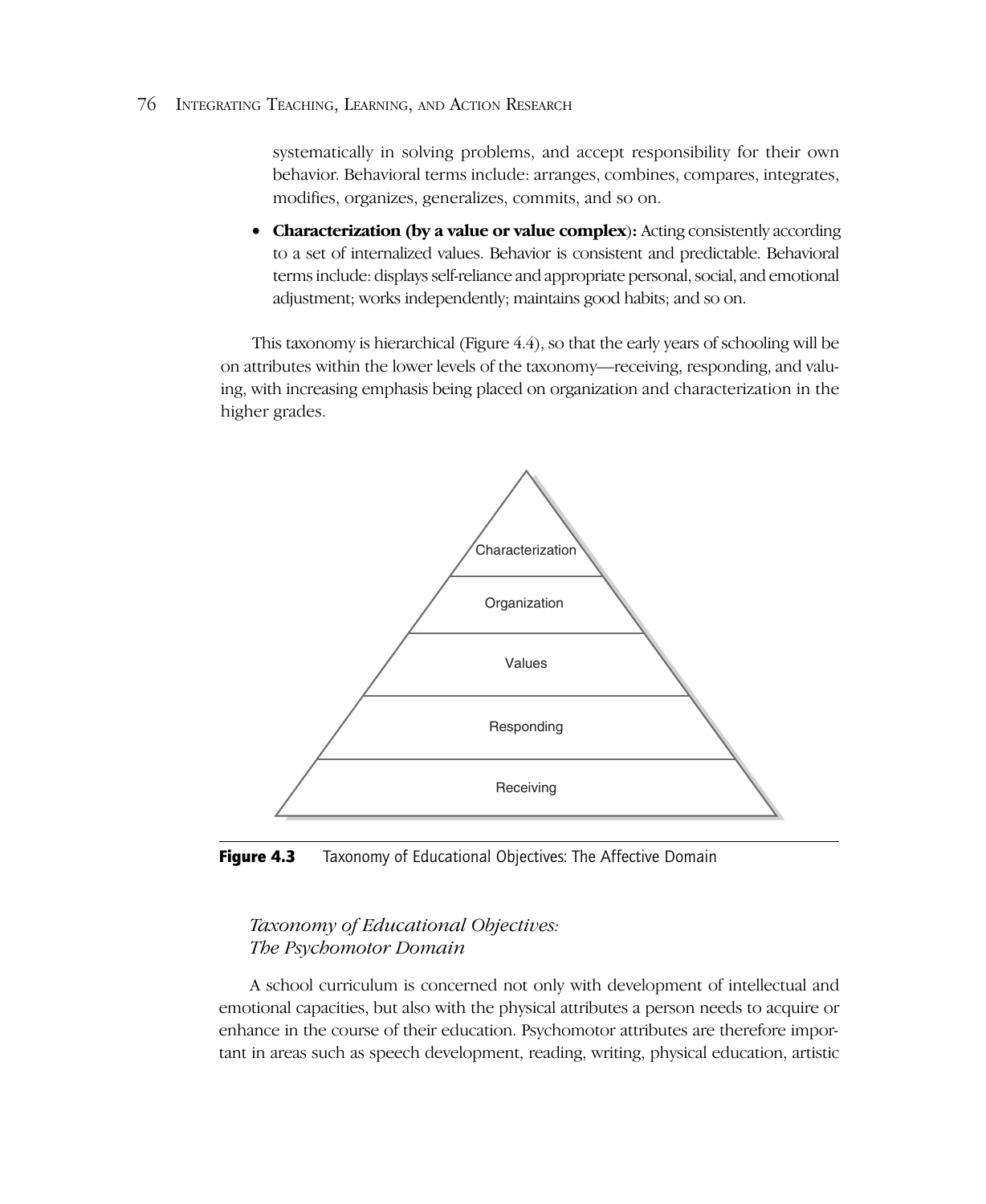systematically in solving problems, and accept responsibility for their own behavior. Behavioral terms include: arranges, combines, compares, integrates, modifies, organizes, generalizes, commits, and so on.

- **Characterization (by a value or value complex):** Acting consistently according to a set of internalized values. Behavior is consistent and predictable. Behavioral terms include: displays self-reliance and appropriate personal, social, and emotional adjustment; works independently; maintains good habits; and so on.

This taxonomy is hierarchical (Figure 4.4), so that the early years of schooling will be on attributes within the lower levels of the taxonomy—receiving, responding, and valuing, with increasing emphasis being placed on organization and characterization in the higher grades.

**Figure 4.3** Taxonomy of Educational Objectives: The Affective Domain

### *Taxonomy of Educational Objectives: The Psychomotor Domain*

A school curriculum is concerned not only with development of intellectual and emotional capacities, but also with the physical attributes a person needs to acquire or enhance in the course of their education. Psychomotor attributes are therefore important in areas such as speech development, reading, writing, physical education, artistic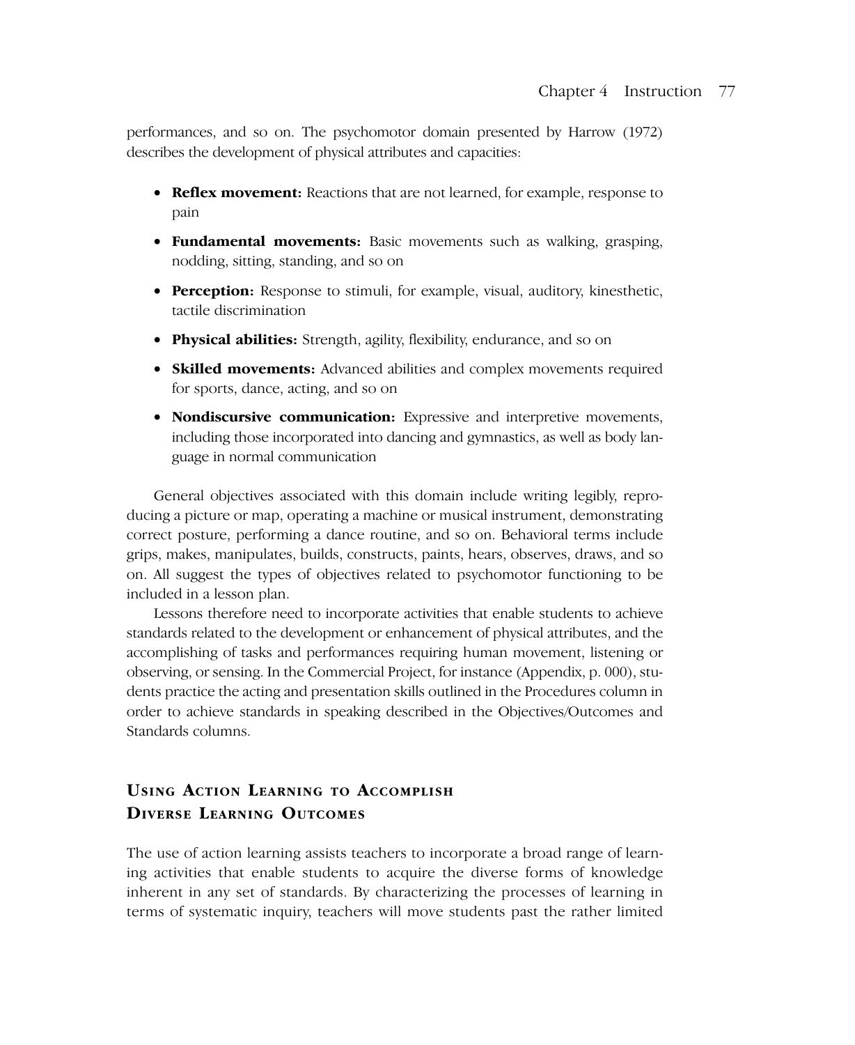performances, and so on. The psychomotor domain presented by Harrow (1972) describes the development of physical attributes and capacities:

- **Reflex movement:** Reactions that are not learned, for example, response to pain
- **Fundamental movements:** Basic movements such as walking, grasping, nodding, sitting, standing, and so on
- **Perception:** Response to stimuli, for example, visual, auditory, kinesthetic, tactile discrimination
- **Physical abilities:** Strength, agility, flexibility, endurance, and so on
- **Skilled movements:** Advanced abilities and complex movements required for sports, dance, acting, and so on
- **Nondiscursive communication:** Expressive and interpretive movements, including those incorporated into dancing and gymnastics, as well as body language in normal communication

General objectives associated with this domain include writing legibly, reproducing a picture or map, operating a machine or musical instrument, demonstrating correct posture, performing a dance routine, and so on. Behavioral terms include grips, makes, manipulates, builds, constructs, paints, hears, observes, draws, and so on. All suggest the types of objectives related to psychomotor functioning to be included in a lesson plan.

Lessons therefore need to incorporate activities that enable students to achieve standards related to the development or enhancement of physical attributes, and the accomplishing of tasks and performances requiring human movement, listening or observing, or sensing. In the Commercial Project, for instance (Appendix, p. 000), students practice the acting and presentation skills outlined in the Procedures column in order to achieve standards in speaking described in the Objectives/Outcomes and Standards columns.

## Using Action Learning to Accomplish Diverse Learning Outcomes

The use of action learning assists teachers to incorporate a broad range of learning activities that enable students to acquire the diverse forms of knowledge inherent in any set of standards. By characterizing the processes of learning in terms of systematic inquiry, teachers will move students past the rather limited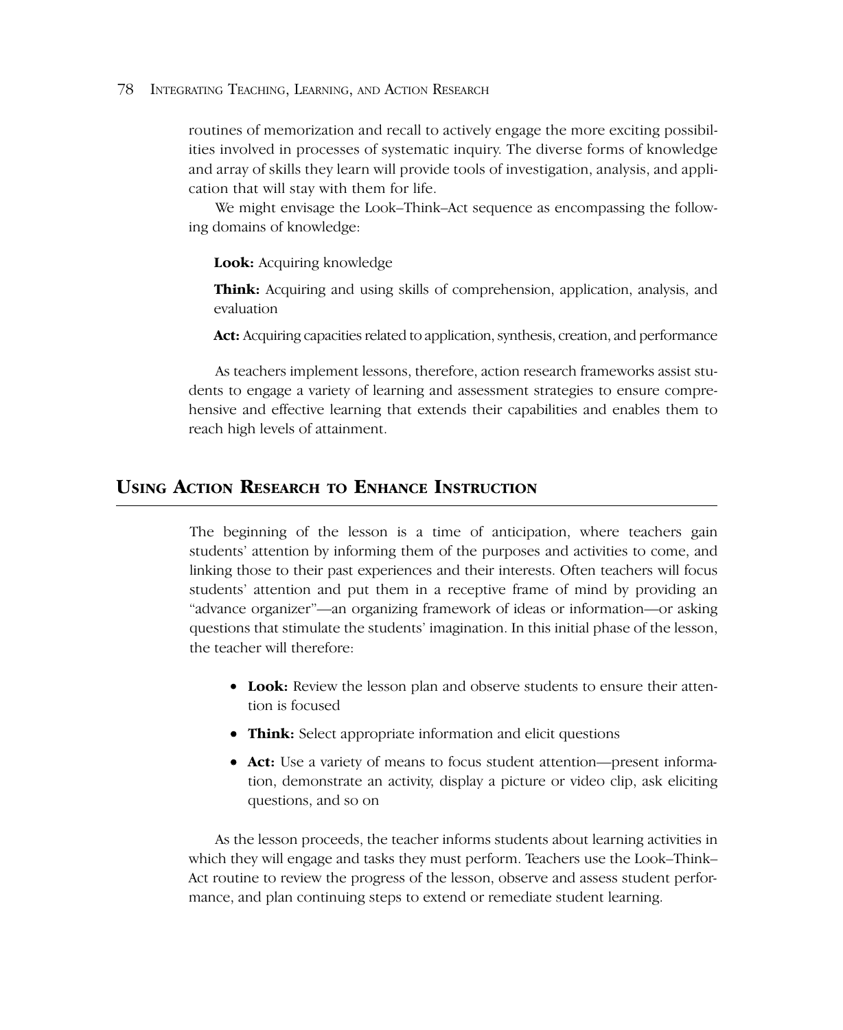routines of memorization and recall to actively engage the more exciting possibilities involved in processes of systematic inquiry. The diverse forms of knowledge and array of skills they learn will provide tools of investigation, analysis, and application that will stay with them for life.

We might envisage the Look–Think–Act sequence as encompassing the following domains of knowledge:

**Look:** Acquiring knowledge

**Think:** Acquiring and using skills of comprehension, application, analysis, and evaluation

**Act:** Acquiring capacities related to application, synthesis, creation, and performance

As teachers implement lessons, therefore, action research frameworks assist students to engage a variety of learning and assessment strategies to ensure comprehensive and effective learning that extends their capabilities and enables them to reach high levels of attainment.

## USING ACTION RESEARCH TO ENHANCE INSTRUCTION

The beginning of the lesson is a time of anticipation, where teachers gain students' attention by informing them of the purposes and activities to come, and linking those to their past experiences and their interests. Often teachers will focus students' attention and put them in a receptive frame of mind by providing an "advance organizer"—an organizing framework of ideas or information—or asking questions that stimulate the students' imagination. In this initial phase of the lesson, the teacher will therefore:

- **Look:** Review the lesson plan and observe students to ensure their attention is focused
- **Think:** Select appropriate information and elicit questions
- **Act:** Use a variety of means to focus student attention—present information, demonstrate an activity, display a picture or video clip, ask eliciting questions, and so on

As the lesson proceeds, the teacher informs students about learning activities in which they will engage and tasks they must perform. Teachers use the Look–Think–Act routine to review the progress of the lesson, observe and assess student performance, and plan continuing steps to extend or remediate student learning.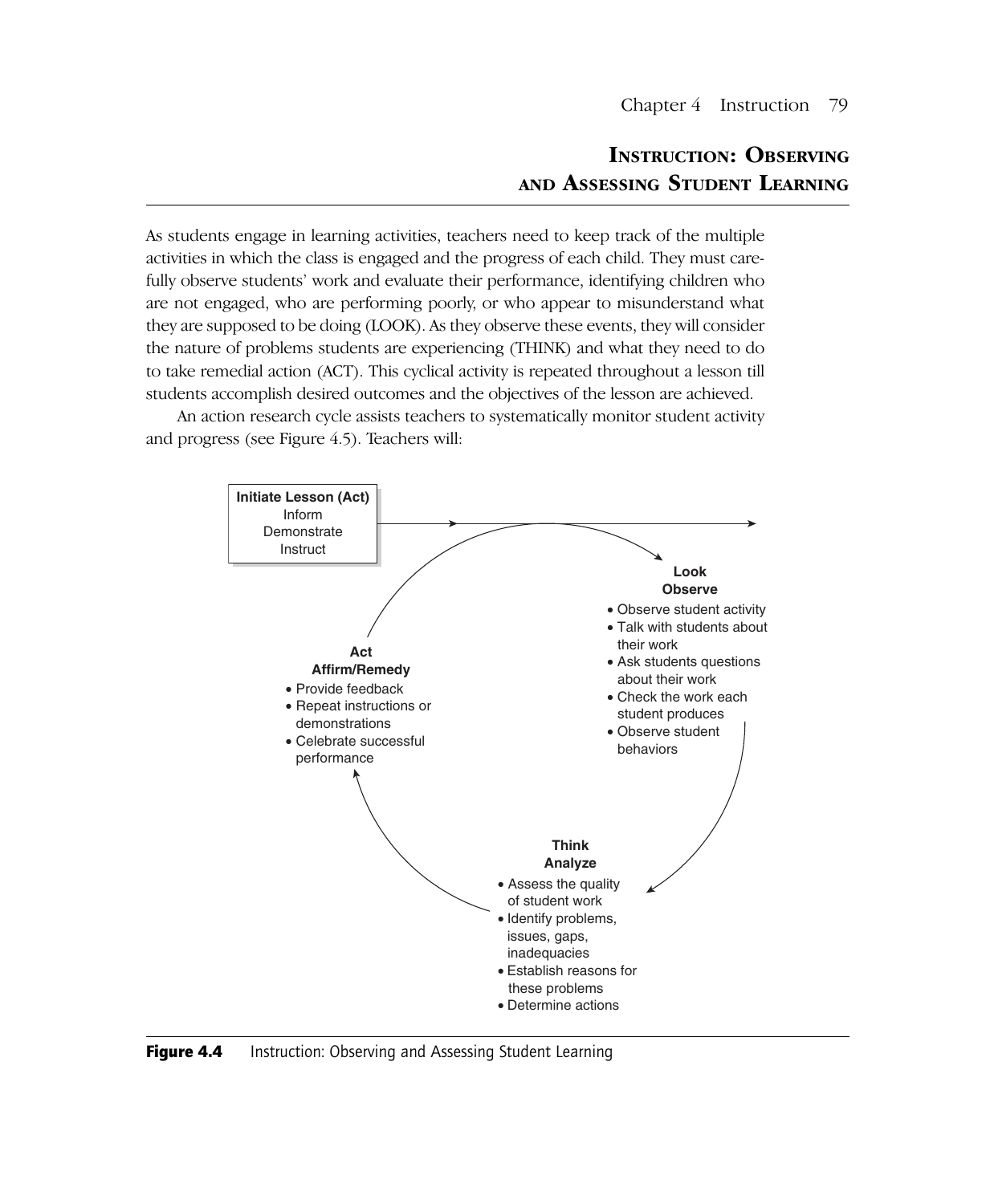## Instruction: Observing and Assessing Student Learning

As students engage in learning activities, teachers need to keep track of the multiple activities in which the class is engaged and the progress of each child. They must carefully observe students' work and evaluate their performance, identifying children who are not engaged, who are performing poorly, or who appear to misunderstand what they are supposed to be doing (LOOK). As they observe these events, they will consider the nature of problems students are experiencing (THINK) and what they need to do to take remedial action (ACT). This cyclical activity is repeated throughout a lesson till students accomplish desired outcomes and the objectives of the lesson are achieved.

An action research cycle assists teachers to systematically monitor student activity and progress (see Figure 4.5). Teachers will:

**Initiate Lesson (Act)**
Inform
Demonstrate
Instruct

**Look**
**Observe**

- Observe student activity
- Talk with students about their work
- Ask students questions about their work
- Check the work each student produces
- Observe student behaviors

**Think**
**Analyze**

- Assess the quality of student work
- Identify problems, issues, gaps, inadequacies
- Establish reasons for these problems
- Determine actions

**Act**
**Affirm/Remedy**

- Provide feedback
- Repeat instructions or demonstrations
- Celebrate successful performance

**Figure 4.4** Instruction: Observing and Assessing Student Learning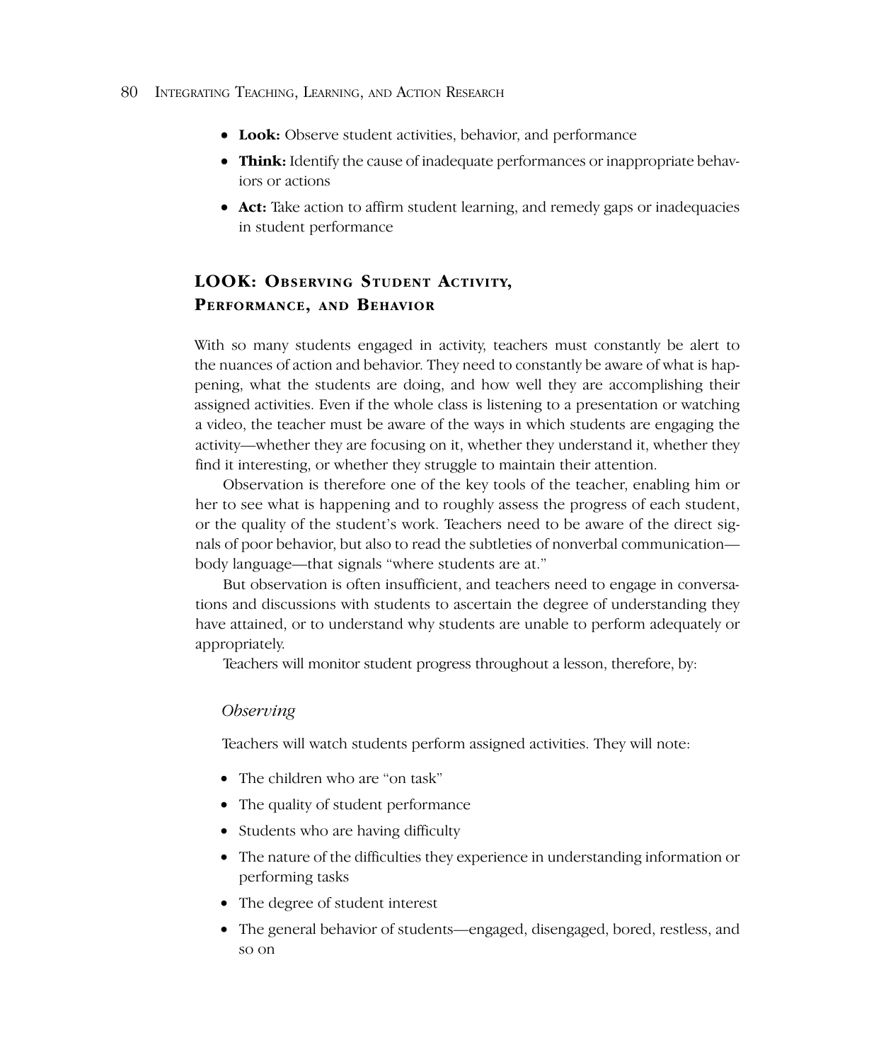- **Look:** Observe student activities, behavior, and performance
- **Think:** Identify the cause of inadequate performances or inappropriate behaviors or actions
- **Act:** Take action to affirm student learning, and remedy gaps or inadequacies in student performance

## LOOK: Observing Student Activity, Performance, and Behavior

With so many students engaged in activity, teachers must constantly be alert to the nuances of action and behavior. They need to constantly be aware of what is happening, what the students are doing, and how well they are accomplishing their assigned activities. Even if the whole class is listening to a presentation or watching a video, the teacher must be aware of the ways in which students are engaging the activity—whether they are focusing on it, whether they understand it, whether they find it interesting, or whether they struggle to maintain their attention.

Observation is therefore one of the key tools of the teacher, enabling him or her to see what is happening and to roughly assess the progress of each student, or the quality of the student's work. Teachers need to be aware of the direct signals of poor behavior, but also to read the subtleties of nonverbal communication—body language—that signals "where students are at."

But observation is often insufficient, and teachers need to engage in conversations and discussions with students to ascertain the degree of understanding they have attained, or to understand why students are unable to perform adequately or appropriately.

Teachers will monitor student progress throughout a lesson, therefore, by:

### *Observing*

Teachers will watch students perform assigned activities. They will note:

- The children who are "on task"
- The quality of student performance
- Students who are having difficulty
- The nature of the difficulties they experience in understanding information or performing tasks
- The degree of student interest
- The general behavior of students—engaged, disengaged, bored, restless, and so on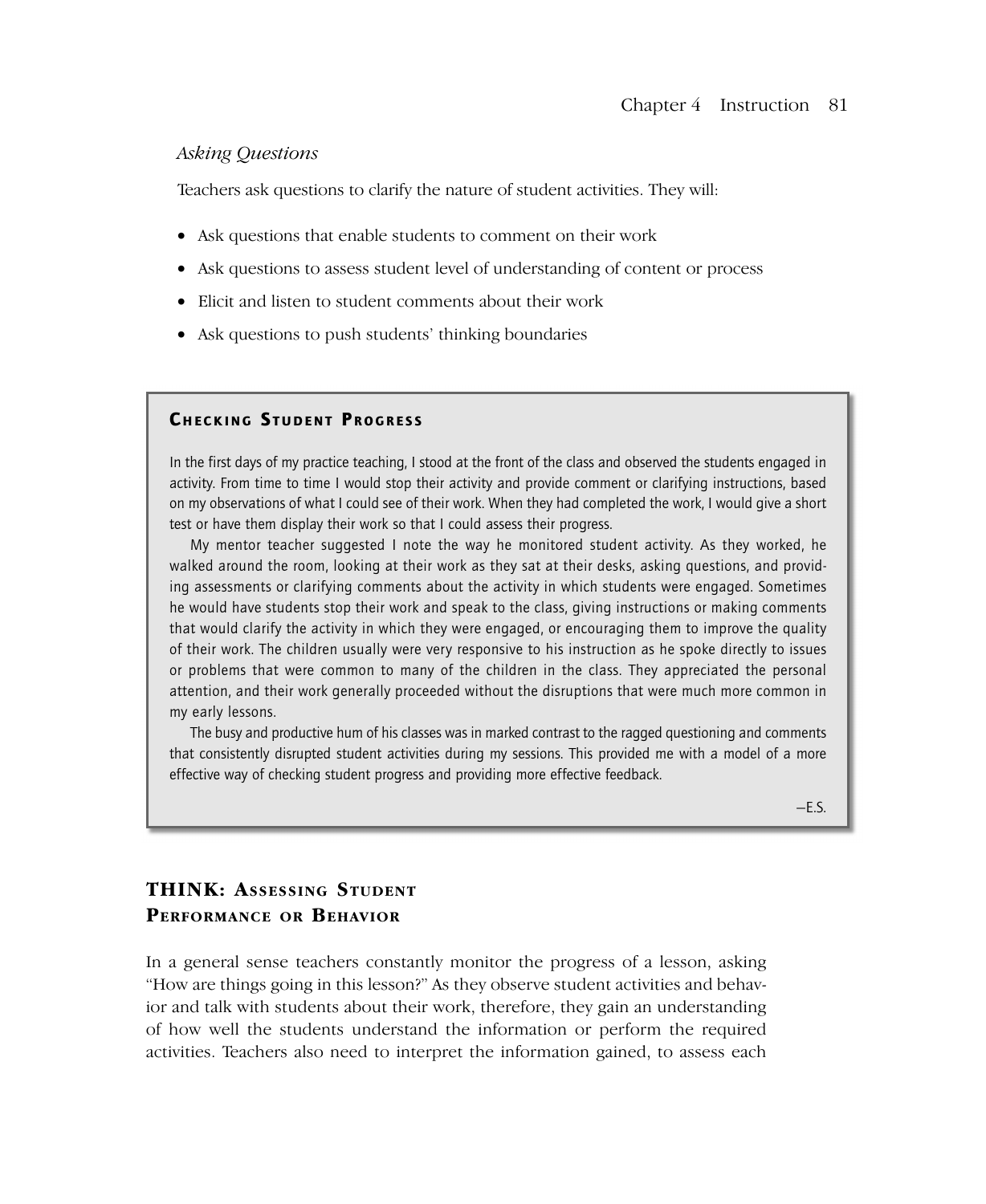*Asking Questions*

Teachers ask questions to clarify the nature of student activities. They will:

- Ask questions that enable students to comment on their work
- Ask questions to assess student level of understanding of content or process
- Elicit and listen to student comments about their work
- Ask questions to push students' thinking boundaries

### CHECKING STUDENT PROGRESS

In the first days of my practice teaching, I stood at the front of the class and observed the students engaged in activity. From time to time I would stop their activity and provide comment or clarifying instructions, based on my observations of what I could see of their work. When they had completed the work, I would give a short test or have them display their work so that I could assess their progress.

My mentor teacher suggested I note the way he monitored student activity. As they worked, he walked around the room, looking at their work as they sat at their desks, asking questions, and providing assessments or clarifying comments about the activity in which students were engaged. Sometimes he would have students stop their work and speak to the class, giving instructions or making comments that would clarify the activity in which they were engaged, or encouraging them to improve the quality of their work. The children usually were very responsive to his instruction as he spoke directly to issues or problems that were common to many of the children in the class. They appreciated the personal attention, and their work generally proceeded without the disruptions that were much more common in my early lessons.

The busy and productive hum of his classes was in marked contrast to the ragged questioning and comments that consistently disrupted student activities during my sessions. This provided me with a model of a more effective way of checking student progress and providing more effective feedback.

—E.S.

## THINK: ASSESSING STUDENT PERFORMANCE OR BEHAVIOR

In a general sense teachers constantly monitor the progress of a lesson, asking "How are things going in this lesson?" As they observe student activities and behavior and talk with students about their work, therefore, they gain an understanding of how well the students understand the information or perform the required activities. Teachers also need to interpret the information gained, to assess each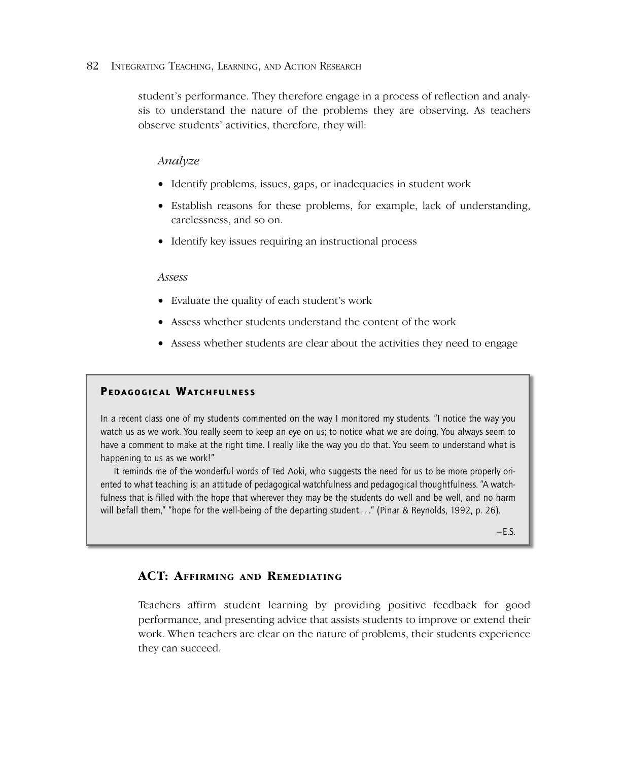student's performance. They therefore engage in a process of reflection and analysis to understand the nature of the problems they are observing. As teachers observe students' activities, therefore, they will:

*Analyze*

- Identify problems, issues, gaps, or inadequacies in student work
- Establish reasons for these problems, for example, lack of understanding, carelessness, and so on.
- Identify key issues requiring an instructional process

*Assess*

- Evaluate the quality of each student's work
- Assess whether students understand the content of the work
- Assess whether students are clear about the activities they need to engage

> **PEDAGOGICAL WATCHFULNESS**
>
> In a recent class one of my students commented on the way I monitored my students. "I notice the way you watch us as we work. You really seem to keep an eye on us; to notice what we are doing. You always seem to have a comment to make at the right time. I really like the way you do that. You seem to understand what is happening to us as we work!"
>
> It reminds me of the wonderful words of Ted Aoki, who suggests the need for us to be more properly oriented to what teaching is: an attitude of pedagogical watchfulness and pedagogical thoughtfulness. "A watchfulness that is filled with the hope that wherever they may be the students do well and be well, and no harm will befall them," "hope for the well-being of the departing student . . ." (Pinar & Reynolds, 1992, p. 26).
>
> —E.S.

## ACT: AFFIRMING AND REMEDIATING

Teachers affirm student learning by providing positive feedback for good performance, and presenting advice that assists students to improve or extend their work. When teachers are clear on the nature of problems, their students experience they can succeed.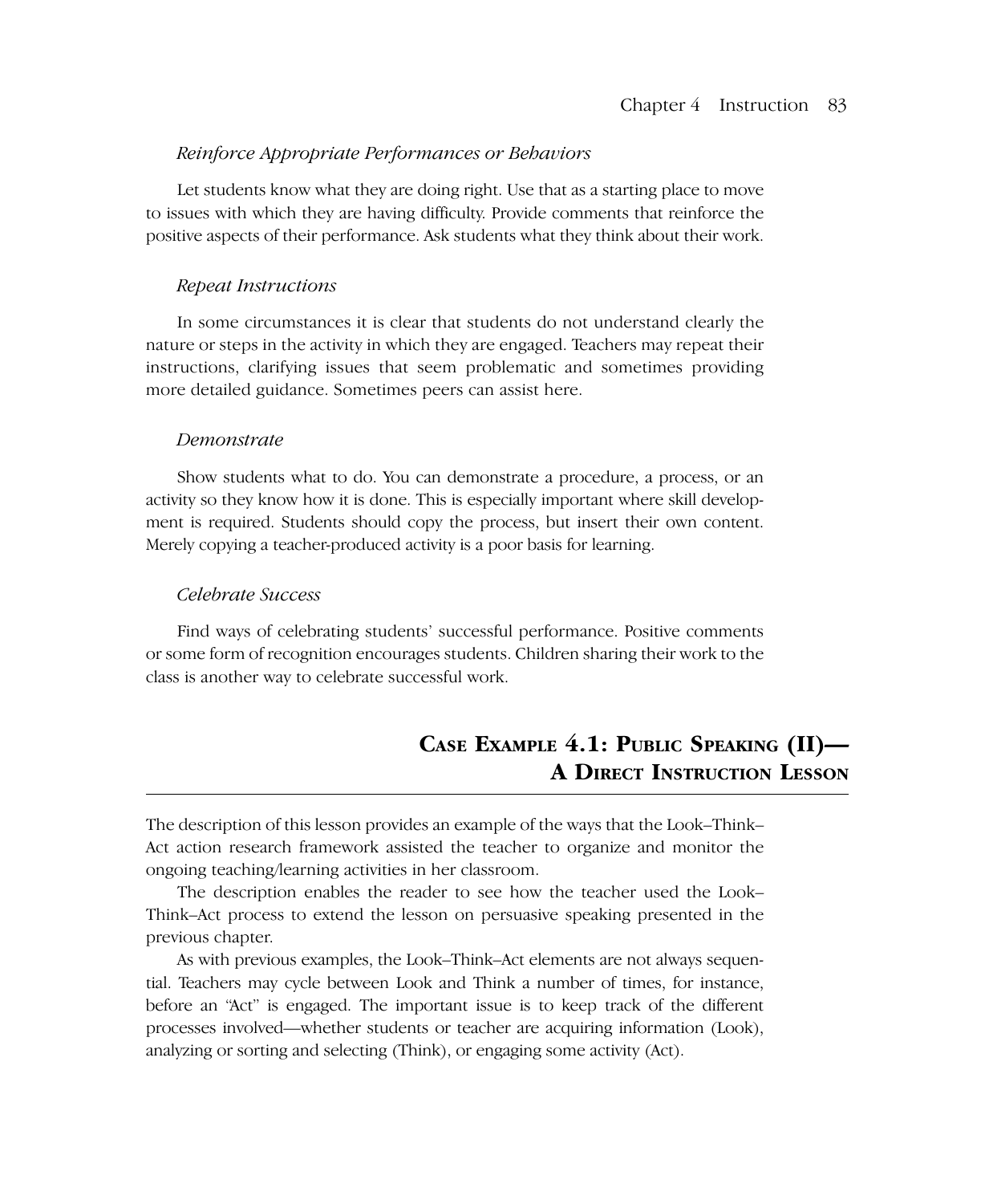### *Reinforce Appropriate Performances or Behaviors*

Let students know what they are doing right. Use that as a starting place to move to issues with which they are having difficulty. Provide comments that reinforce the positive aspects of their performance. Ask students what they think about their work.

### *Repeat Instructions*

In some circumstances it is clear that students do not understand clearly the nature or steps in the activity in which they are engaged. Teachers may repeat their instructions, clarifying issues that seem problematic and sometimes providing more detailed guidance. Sometimes peers can assist here.

### *Demonstrate*

Show students what to do. You can demonstrate a procedure, a process, or an activity so they know how it is done. This is especially important where skill development is required. Students should copy the process, but insert their own content. Merely copying a teacher-produced activity is a poor basis for learning.

### *Celebrate Success*

Find ways of celebrating students' successful performance. Positive comments or some form of recognition encourages students. Children sharing their work to the class is another way to celebrate successful work.

## CASE EXAMPLE 4.1: PUBLIC SPEAKING (II)—A DIRECT INSTRUCTION LESSON

The description of this lesson provides an example of the ways that the Look–Think–Act action research framework assisted the teacher to organize and monitor the ongoing teaching/learning activities in her classroom.

The description enables the reader to see how the teacher used the Look–Think–Act process to extend the lesson on persuasive speaking presented in the previous chapter.

As with previous examples, the Look–Think–Act elements are not always sequential. Teachers may cycle between Look and Think a number of times, for instance, before an "Act" is engaged. The important issue is to keep track of the different processes involved—whether students or teacher are acquiring information (Look), analyzing or sorting and selecting (Think), or engaging some activity (Act).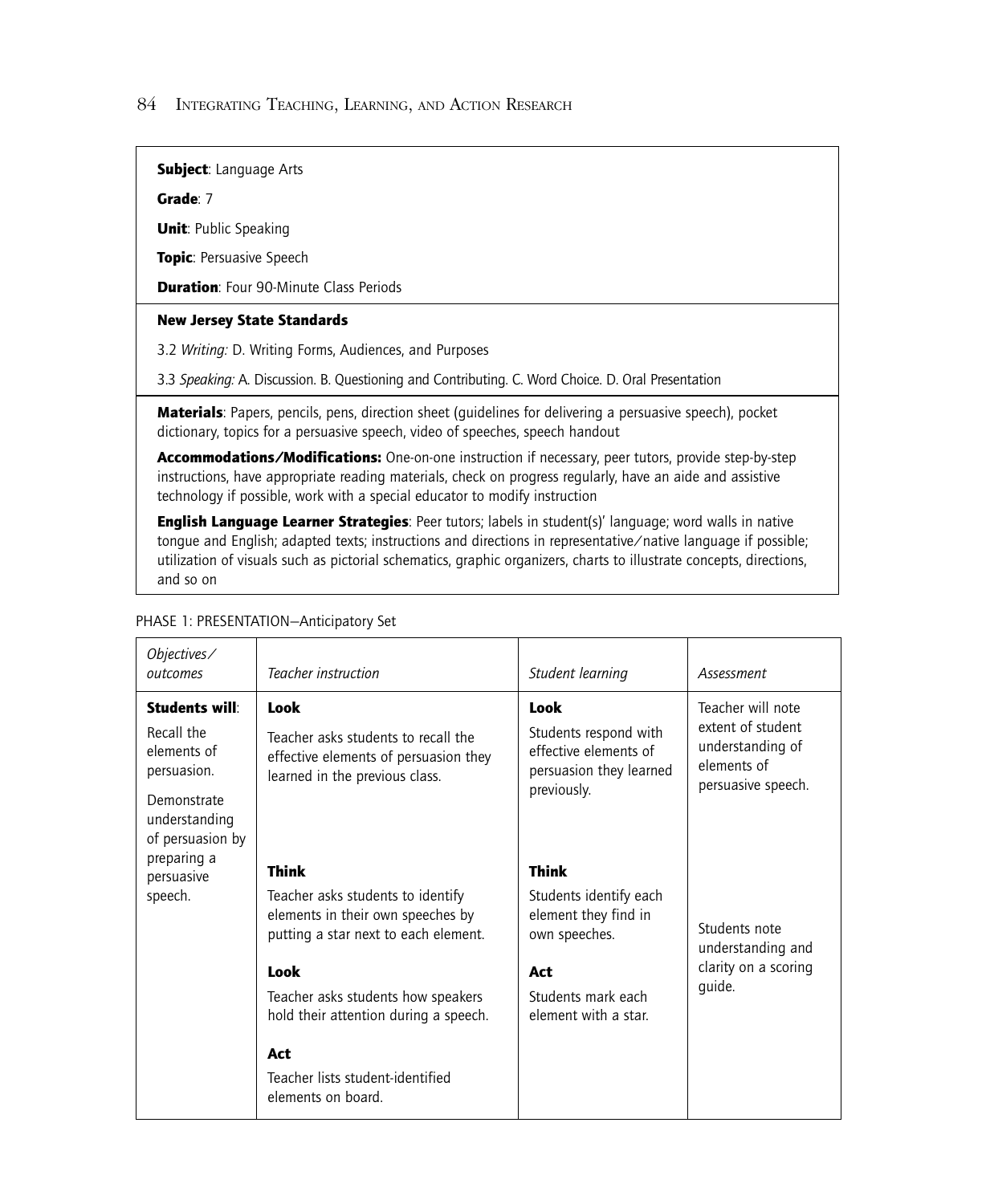**Subject**: Language Arts

**Grade**: 7

**Unit**: Public Speaking

**Topic**: Persuasive Speech

**Duration**: Four 90-Minute Class Periods

**New Jersey State Standards**

3.2 *Writing:* D. Writing Forms, Audiences, and Purposes

3.3 *Speaking:* A. Discussion. B. Questioning and Contributing. C. Word Choice. D. Oral Presentation

**Materials**: Papers, pencils, pens, direction sheet (guidelines for delivering a persuasive speech), pocket dictionary, topics for a persuasive speech, video of speeches, speech handout

**Accommodations/Modifications:** One-on-one instruction if necessary, peer tutors, provide step-by-step instructions, have appropriate reading materials, check on progress regularly, have an aide and assistive technology if possible, work with a special educator to modify instruction

**English Language Learner Strategies**: Peer tutors; labels in student(s)' language; word walls in native tongue and English; adapted texts; instructions and directions in representative/native language if possible; utilization of visuals such as pictorial schematics, graphic organizers, charts to illustrate concepts, directions, and so on

PHASE 1: PRESENTATION—Anticipatory Set

| *Objectives/ outcomes* | *Teacher instruction* | *Student learning* | *Assessment* |
|---|---|---|---|
| **Students will**:<br>Recall the elements of persuasion.<br>Demonstrate understanding of persuasion by preparing a persuasive speech. | **Look**<br>Teacher asks students to recall the effective elements of persuasion they learned in the previous class. | **Look**<br>Students respond with effective elements of persuasion they learned previously. | Teacher will note extent of student understanding of elements of persuasive speech. |
| | **Think**<br>Teacher asks students to identify elements in their own speeches by putting a star next to each element.<br>**Look**<br>Teacher asks students how speakers hold their attention during a speech.<br>**Act**<br>Teacher lists student-identified elements on board. | **Think**<br>Students identify each element they find in own speeches.<br>**Act**<br>Students mark each element with a star. | Students note understanding and clarity on a scoring guide. |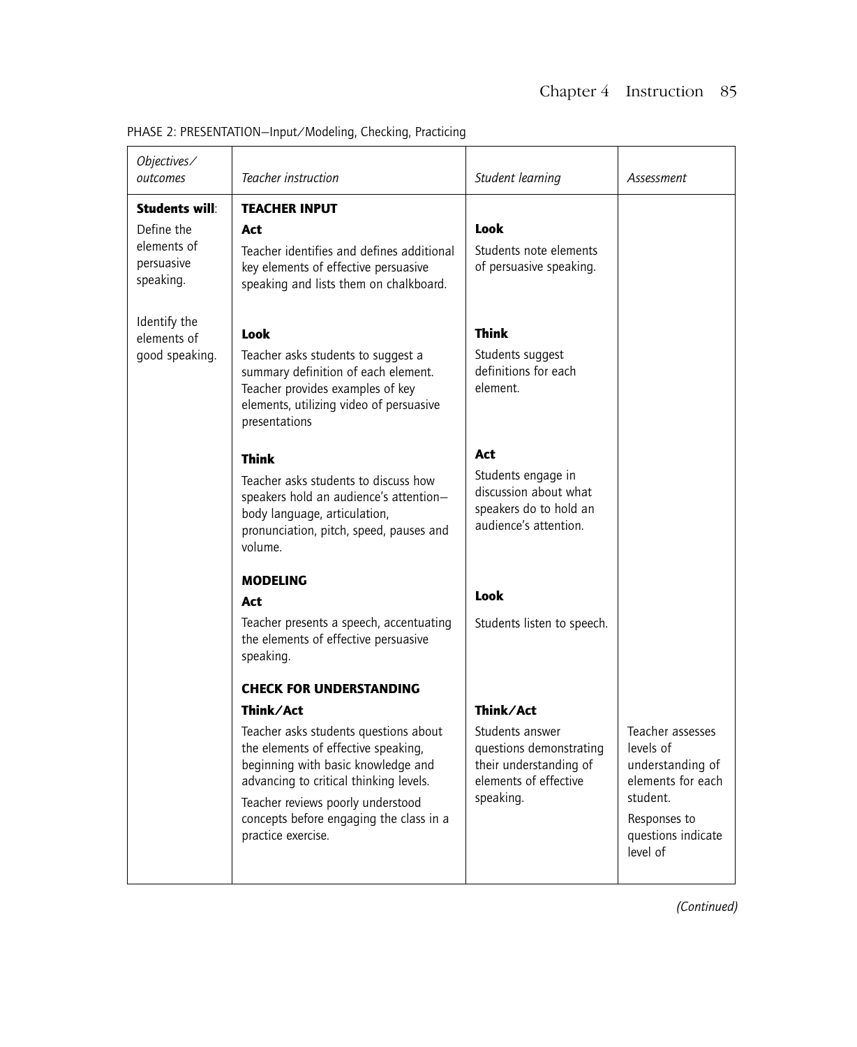PHASE 2: PRESENTATION—Input/Modeling, Checking, Practicing

| *Objectives/ outcomes* | *Teacher instruction* | *Student learning* | *Assessment* |
|---|---|---|---|
| **Students will**: | **TEACHER INPUT** | | |
| Define the elements of persuasive speaking. | **Act**<br>Teacher identifies and defines additional key elements of effective persuasive speaking and lists them on chalkboard. | **Look**<br>Students note elements of persuasive speaking. | |
| Identify the elements of good speaking. | **Look**<br>Teacher asks students to suggest a summary definition of each element. Teacher provides examples of key elements, utilizing video of persuasive presentations | **Think**<br>Students suggest definitions for each element. | |
| | **Think**<br>Teacher asks students to discuss how speakers hold an audience's attention—body language, articulation, pronunciation, pitch, speed, pauses and volume. | **Act**<br>Students engage in discussion about what speakers do to hold an audience's attention. | |
| | **MODELING**<br>**Act**<br>Teacher presents a speech, accentuating the elements of effective persuasive speaking. | **Look**<br>Students listen to speech. | |
| | **CHECK FOR UNDERSTANDING**<br>**Think/Act**<br>Teacher asks students questions about the elements of effective speaking, beginning with basic knowledge and advancing to critical thinking levels.<br>Teacher reviews poorly understood concepts before engaging the class in a practice exercise. | **Think/Act**<br>Students answer questions demonstrating their understanding of elements of effective speaking. | Teacher assesses levels of understanding of elements for each student.<br>Responses to questions indicate level of |

*(Continued)*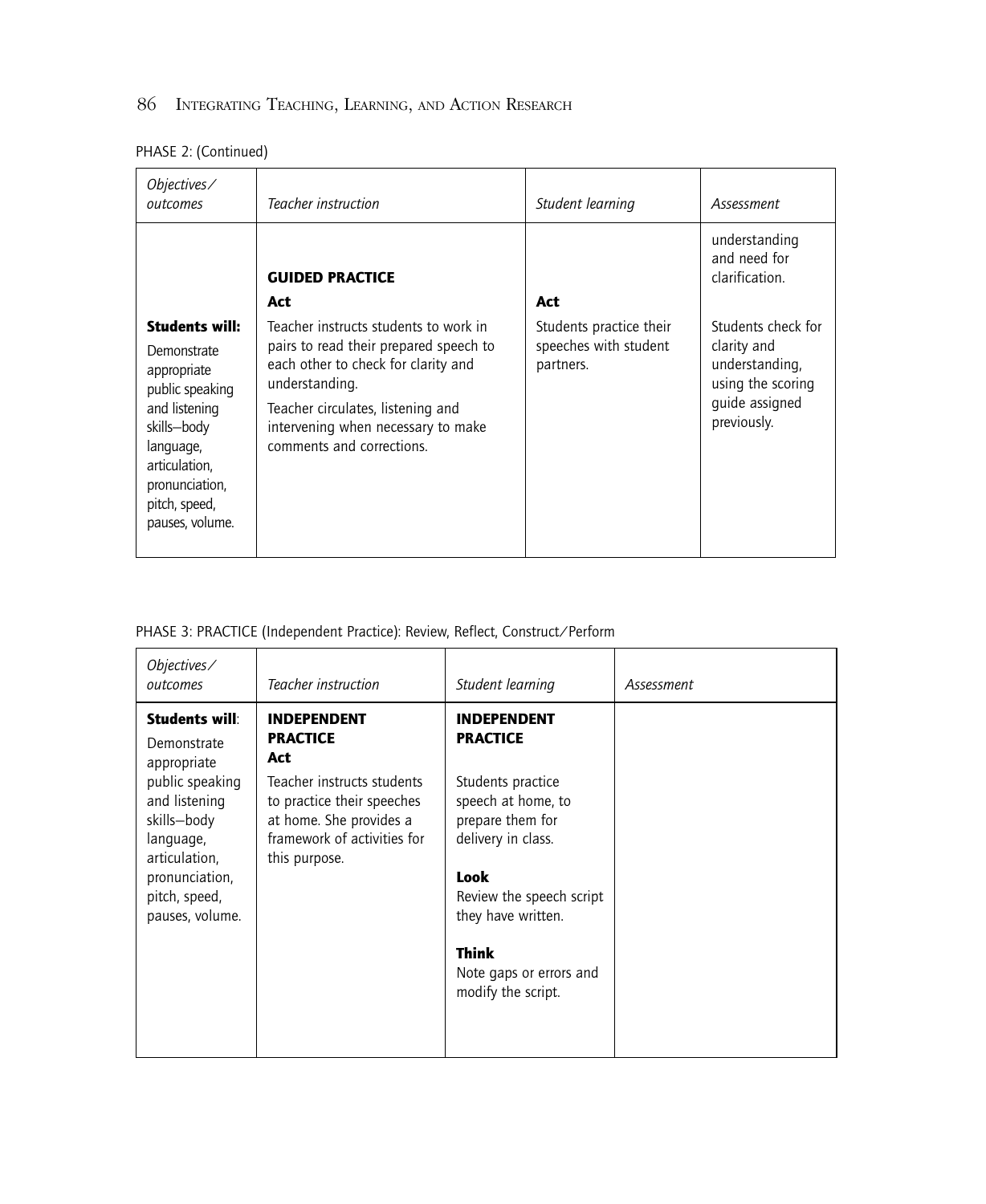PHASE 2: (Continued)

| *Objectives/ outcomes* | *Teacher instruction* | *Student learning* | *Assessment* |
|---|---|---|---|
| **Students will:** Demonstrate appropriate public speaking and listening skills—body language, articulation, pronunciation, pitch, speed, pauses, volume. | **GUIDED PRACTICE** **Act** Teacher instructs students to work in pairs to read their prepared speech to each other to check for clarity and understanding. Teacher circulates, listening and intervening when necessary to make comments and corrections. | **Act** Students practice their speeches with student partners. | understanding and need for clarification. Students check for clarity and understanding, using the scoring guide assigned previously. |

PHASE 3: PRACTICE (Independent Practice): Review, Reflect, Construct/Perform

| *Objectives/ outcomes* | *Teacher instruction* | *Student learning* | *Assessment* |
|---|---|---|---|
| **Students will**: Demonstrate appropriate public speaking and listening skills—body language, articulation, pronunciation, pitch, speed, pauses, volume. | **INDEPENDENT PRACTICE** **Act** Teacher instructs students to practice their speeches at home. She provides a framework of activities for this purpose. | **INDEPENDENT PRACTICE** Students practice speech at home, to prepare them for delivery in class. **Look** Review the speech script they have written. **Think** Note gaps or errors and modify the script. | |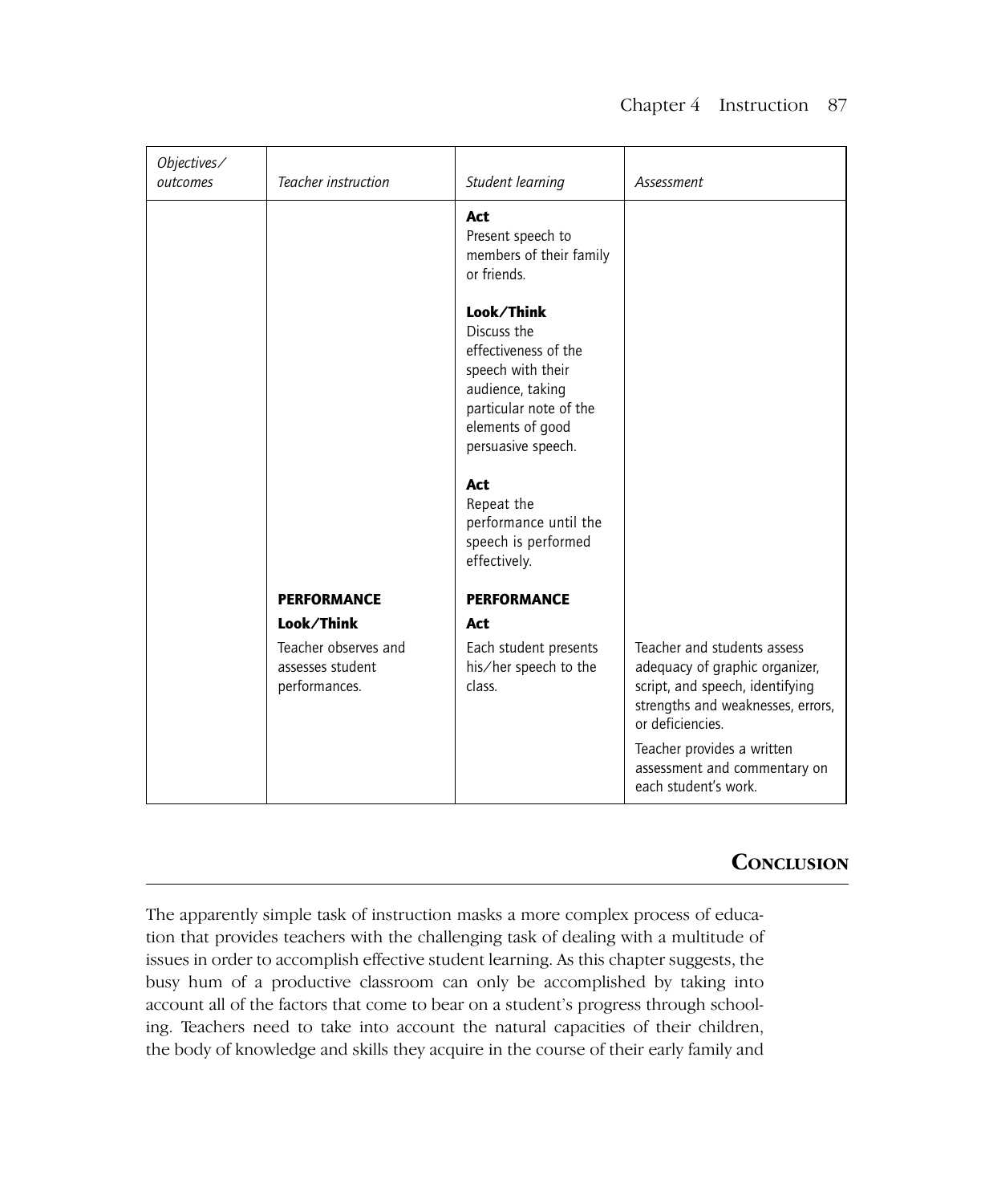| *Objectives/ outcomes* | *Teacher instruction* | *Student learning* | *Assessment* |
|---|---|---|---|
| | | **Act**<br>Present speech to members of their family or friends.<br><br>**Look/Think**<br>Discuss the effectiveness of the speech with their audience, taking particular note of the elements of good persuasive speech.<br><br>**Act**<br>Repeat the performance until the speech is performed effectively. | |
| | **PERFORMANCE**<br>**Look/Think**<br>Teacher observes and assesses student performances. | **PERFORMANCE**<br>**Act**<br>Each student presents his/her speech to the class. | Teacher and students assess adequacy of graphic organizer, script, and speech, identifying strengths and weaknesses, errors, or deficiencies.<br><br>Teacher provides a written assessment and commentary on each student's work. |

## Conclusion

The apparently simple task of instruction masks a more complex process of education that provides teachers with the challenging task of dealing with a multitude of issues in order to accomplish effective student learning. As this chapter suggests, the busy hum of a productive classroom can only be accomplished by taking into account all of the factors that come to bear on a student's progress through schooling. Teachers need to take into account the natural capacities of their children, the body of knowledge and skills they acquire in the course of their early family and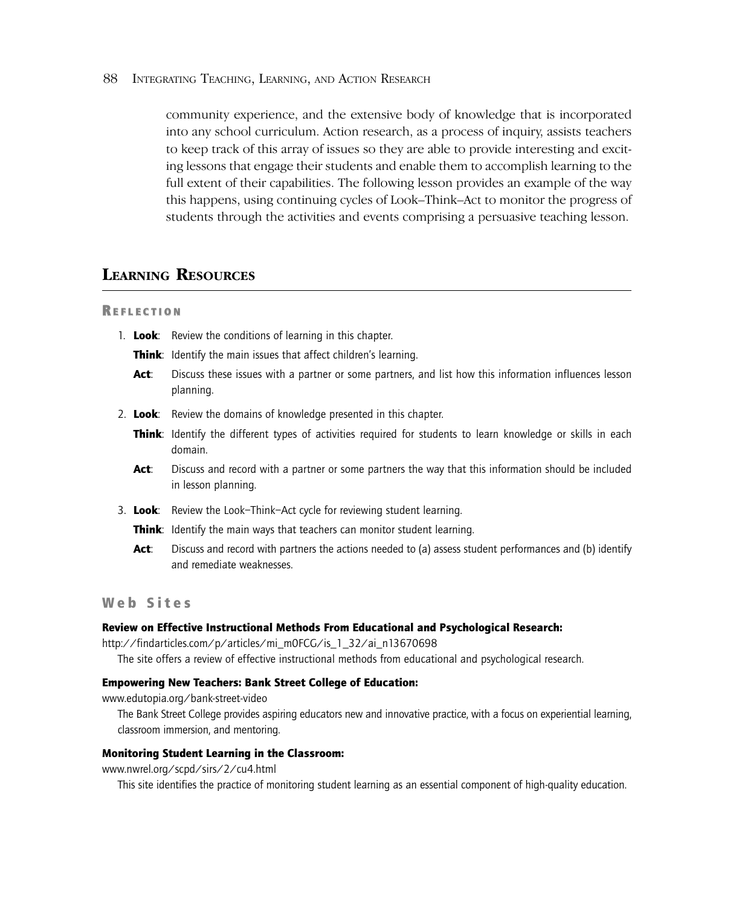community experience, and the extensive body of knowledge that is incorporated into any school curriculum. Action research, as a process of inquiry, assists teachers to keep track of this array of issues so they are able to provide interesting and exciting lessons that engage their students and enable them to accomplish learning to the full extent of their capabilities. The following lesson provides an example of the way this happens, using continuing cycles of Look–Think–Act to monitor the progress of students through the activities and events comprising a persuasive teaching lesson.

## Learning Resources

### Reflection

1. **Look**: Review the conditions of learning in this chapter.
   **Think**: Identify the main issues that affect children's learning.
   **Act**: Discuss these issues with a partner or some partners, and list how this information influences lesson planning.
2. **Look**: Review the domains of knowledge presented in this chapter.
   **Think**: Identify the different types of activities required for students to learn knowledge or skills in each domain.
   **Act**: Discuss and record with a partner or some partners the way that this information should be included in lesson planning.
3. **Look**: Review the Look–Think–Act cycle for reviewing student learning.
   **Think**: Identify the main ways that teachers can monitor student learning.
   **Act**: Discuss and record with partners the actions needed to (a) assess student performances and (b) identify and remediate weaknesses.

### Web Sites

**Review on Effective Instructional Methods From Educational and Psychological Research:**
http://findarticles.com/p/articles/mi_m0FCG/is_1_32/ai_n13670698
The site offers a review of effective instructional methods from educational and psychological research.

**Empowering New Teachers: Bank Street College of Education:**
www.edutopia.org/bank-street-video
The Bank Street College provides aspiring educators new and innovative practice, with a focus on experiential learning, classroom immersion, and mentoring.

**Monitoring Student Learning in the Classroom:**
www.nwrel.org/scpd/sirs/2/cu4.html
This site identifies the practice of monitoring student learning as an essential component of high-quality education.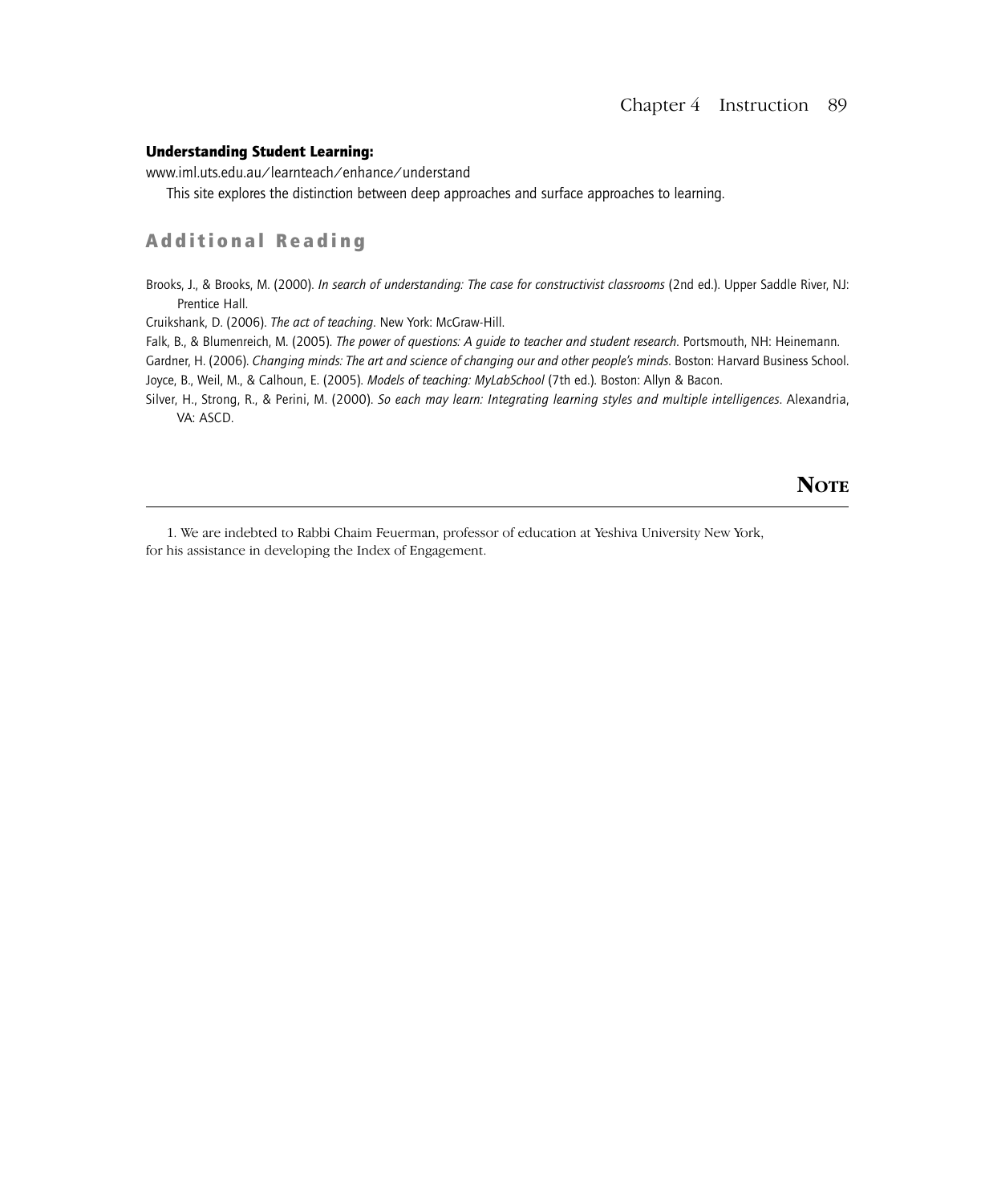**Understanding Student Learning:**

www.iml.uts.edu.au/learnteach/enhance/understand

This site explores the distinction between deep approaches and surface approaches to learning.

## Additional Reading

Brooks, J., & Brooks, M. (2000). *In search of understanding: The case for constructivist classrooms* (2nd ed.). Upper Saddle River, NJ: Prentice Hall.

Cruikshank, D. (2006). *The act of teaching*. New York: McGraw-Hill.

Falk, B., & Blumenreich, M. (2005). *The power of questions: A guide to teacher and student research*. Portsmouth, NH: Heinemann.

Gardner, H. (2006). *Changing minds: The art and science of changing our and other people's minds*. Boston: Harvard Business School.

Joyce, B., Weil, M., & Calhoun, E. (2005). *Models of teaching: MyLabSchool* (7th ed.). Boston: Allyn & Bacon.

Silver, H., Strong, R., & Perini, M. (2000). *So each may learn: Integrating learning styles and multiple intelligences*. Alexandria, VA: ASCD.

## Note

1. We are indebted to Rabbi Chaim Feuerman, professor of education at Yeshiva University New York, for his assistance in developing the Index of Engagement.